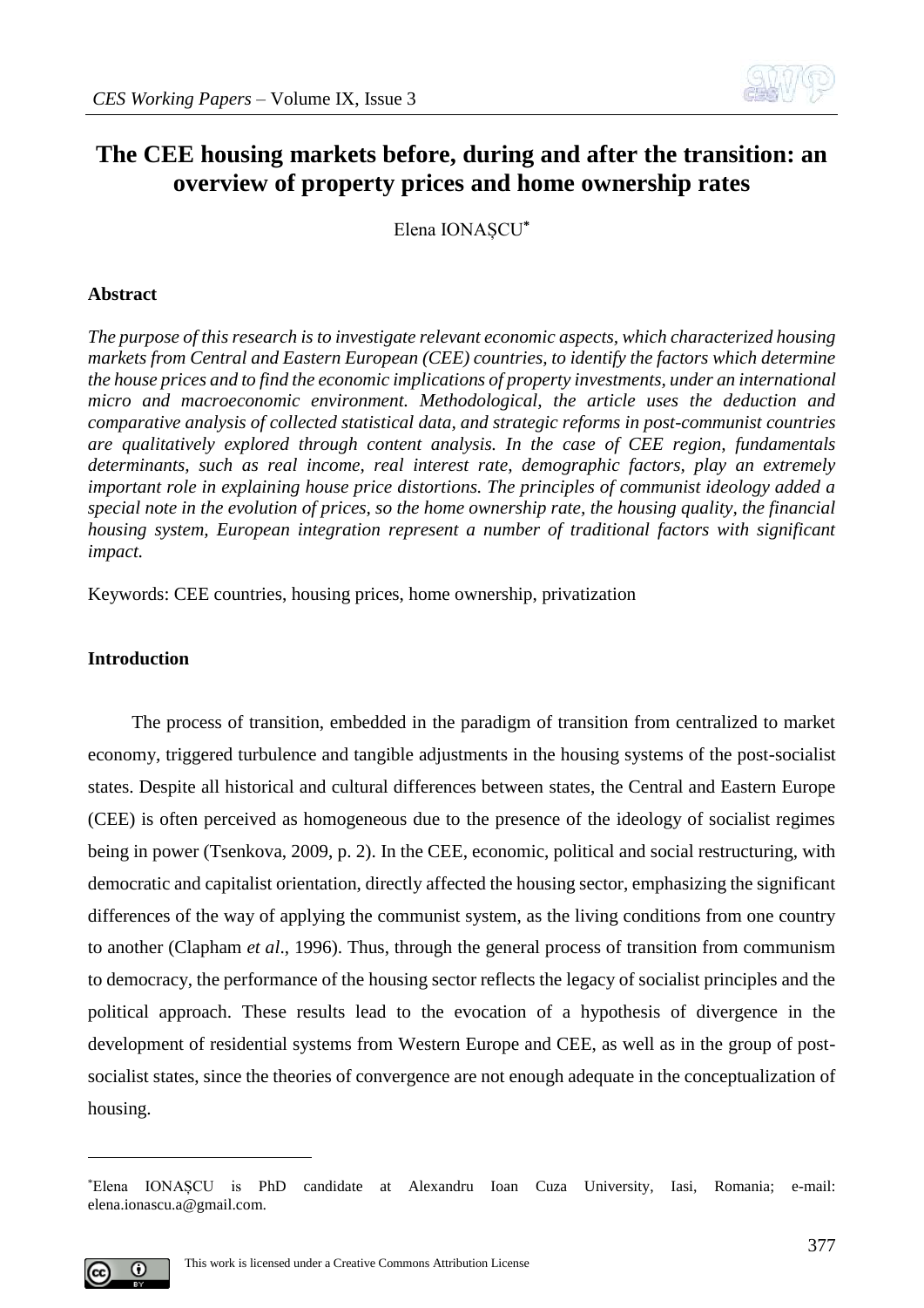# The CEE housing markets before, during and after the transition: an overview of property prices and home ownership rates

Elena IONAȘCU*

## Abstract

*The purpose of this research is to investigate relevant economic aspects, which characterized housing markets from Central and Eastern European (CEE) countries, to identify the factors which determine the house prices and to find the economic implications of property investments, under an international micro and macroeconomic environment. Methodological, the article uses the deduction and comparative analysis of collected statistical data, and strategic reforms in post-communist countries are qualitatively explored through content analysis. In the case of CEE region, fundamentals determinants, such as real income, real interest rate, demographic factors, play an extremely important role in explaining house price distortions. The principles of communist ideology added a special note in the evolution of prices, so the home ownership rate, the housing quality, the financial housing system, European integration represent a number of traditional factors with significant impact.*

Keywords: CEE countries, housing prices, home ownership, privatization

## Introduction

The process of transition, embedded in the paradigm of transition from centralized to market economy, triggered turbulence and tangible adjustments in the housing systems of the post-socialist states. Despite all historical and cultural differences between states, the Central and Eastern Europe (CEE) is often perceived as homogeneous due to the presence of the ideology of socialist regimes being in power (Tsenkova, 2009, p. 2). In the CEE, economic, political and social restructuring, with democratic and capitalist orientation, directly affected the housing sector, emphasizing the significant differences of the way of applying the communist system, as the living conditions from one country to another (Clapham *et al*., 1996). Thus, through the general process of transition from communism to democracy, the performance of the housing sector reflects the legacy of socialist principles and the political approach. These results lead to the evocation of a hypothesis of divergence in the development of residential systems from Western Europe and CEE, as well as in the group of post-socialist states, since the theories of convergence are not enough adequate in the conceptualization of housing.

---

*Elena IONAȘCU is PhD candidate at Alexandru Ioan Cuza University, Iasi, Romania; e-mail: elena.ionascu.a@gmail.com.

This work is licensed under a Creative Commons Attribution License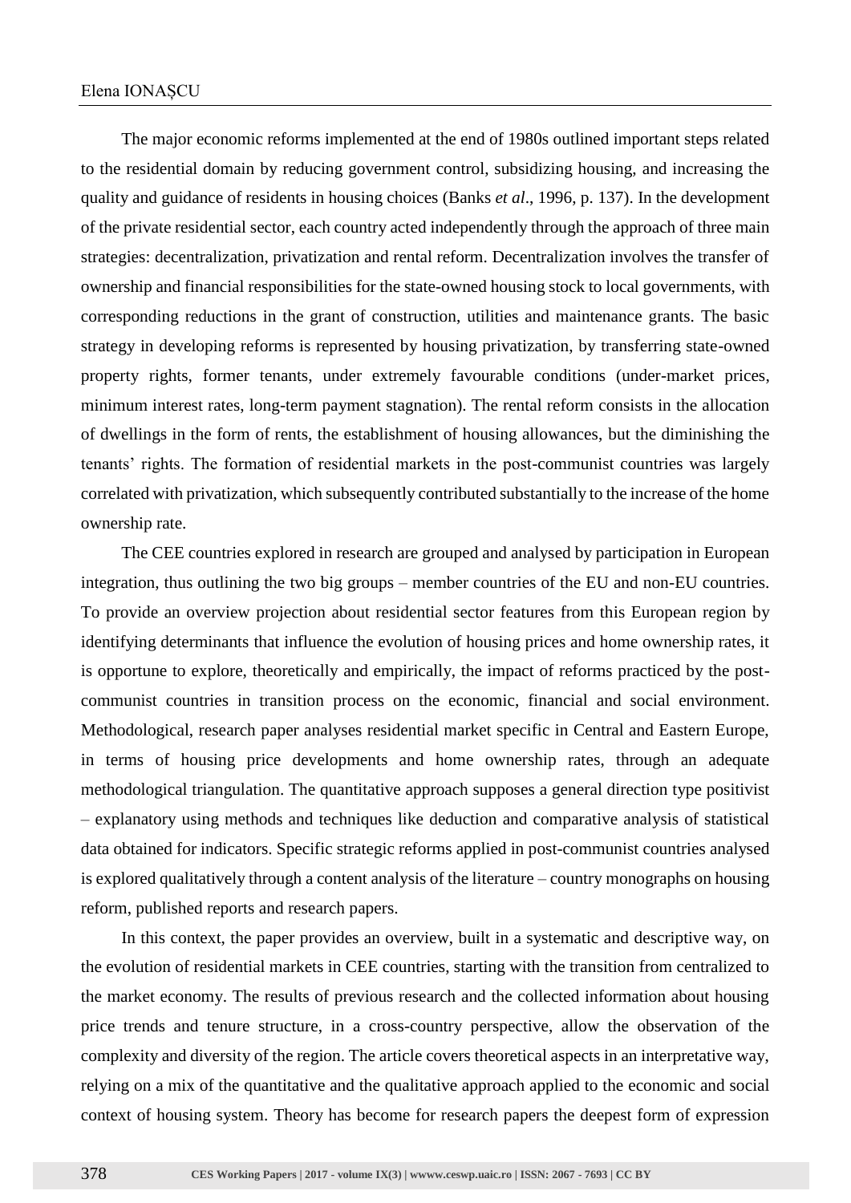The major economic reforms implemented at the end of 1980s outlined important steps related to the residential domain by reducing government control, subsidizing housing, and increasing the quality and guidance of residents in housing choices (Banks *et al*., 1996, p. 137). In the development of the private residential sector, each country acted independently through the approach of three main strategies: decentralization, privatization and rental reform. Decentralization involves the transfer of ownership and financial responsibilities for the state-owned housing stock to local governments, with corresponding reductions in the grant of construction, utilities and maintenance grants. The basic strategy in developing reforms is represented by housing privatization, by transferring state-owned property rights, former tenants, under extremely favourable conditions (under-market prices, minimum interest rates, long-term payment stagnation). The rental reform consists in the allocation of dwellings in the form of rents, the establishment of housing allowances, but the diminishing the tenants' rights. The formation of residential markets in the post-communist countries was largely correlated with privatization, which subsequently contributed substantially to the increase of the home ownership rate.

The CEE countries explored in research are grouped and analysed by participation in European integration, thus outlining the two big groups – member countries of the EU and non-EU countries. To provide an overview projection about residential sector features from this European region by identifying determinants that influence the evolution of housing prices and home ownership rates, it is opportune to explore, theoretically and empirically, the impact of reforms practiced by the post-communist countries in transition process on the economic, financial and social environment. Methodological, research paper analyses residential market specific in Central and Eastern Europe, in terms of housing price developments and home ownership rates, through an adequate methodological triangulation. The quantitative approach supposes a general direction type positivist – explanatory using methods and techniques like deduction and comparative analysis of statistical data obtained for indicators. Specific strategic reforms applied in post-communist countries analysed is explored qualitatively through a content analysis of the literature – country monographs on housing reform, published reports and research papers.

In this context, the paper provides an overview, built in a systematic and descriptive way, on the evolution of residential markets in CEE countries, starting with the transition from centralized to the market economy. The results of previous research and the collected information about housing price trends and tenure structure, in a cross-country perspective, allow the observation of the complexity and diversity of the region. The article covers theoretical aspects in an interpretative way, relying on a mix of the quantitative and the qualitative approach applied to the economic and social context of housing system. Theory has become for research papers the deepest form of expression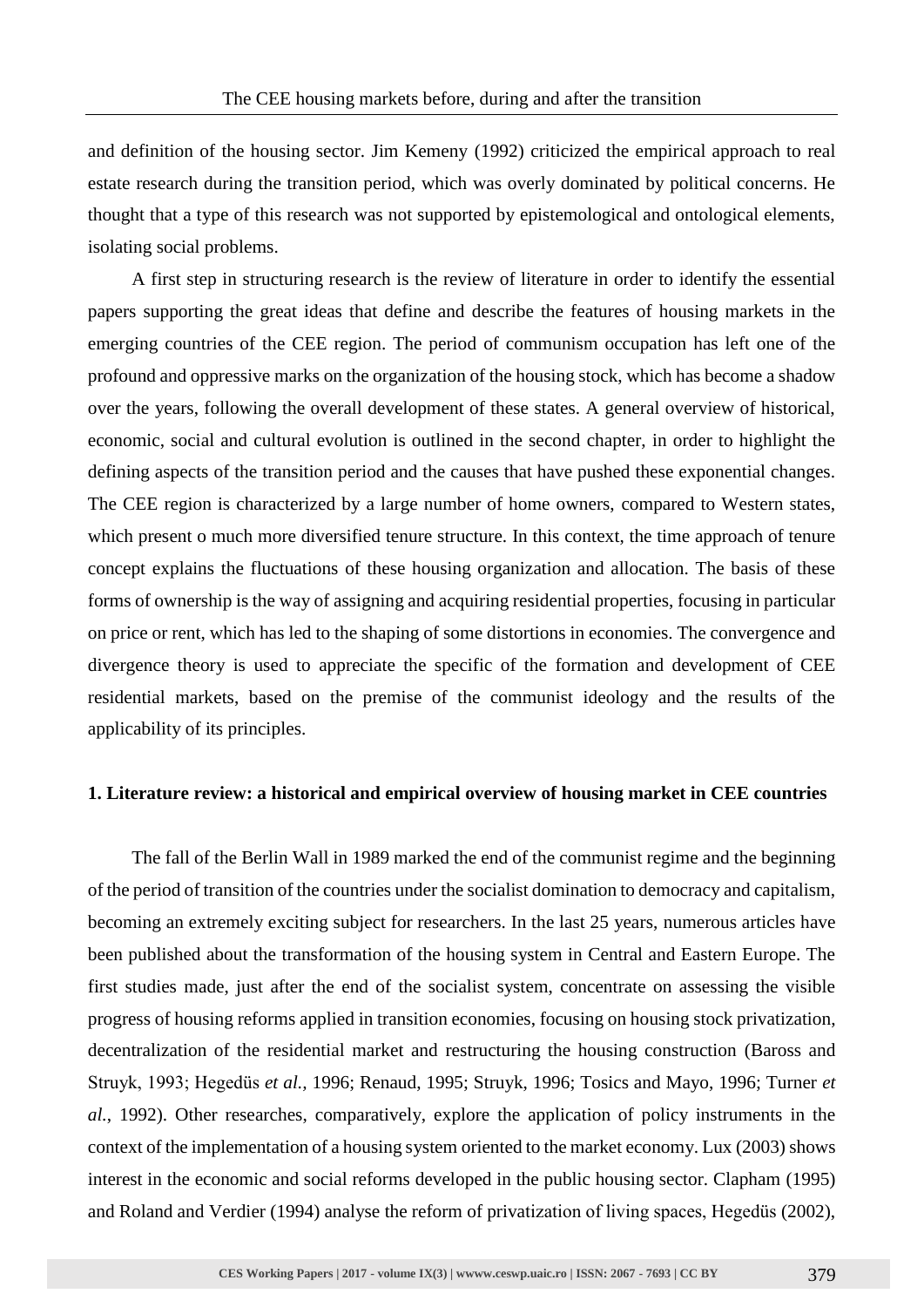and definition of the housing sector. Jim Kemeny (1992) criticized the empirical approach to real estate research during the transition period, which was overly dominated by political concerns. He thought that a type of this research was not supported by epistemological and ontological elements, isolating social problems.

A first step in structuring research is the review of literature in order to identify the essential papers supporting the great ideas that define and describe the features of housing markets in the emerging countries of the CEE region. The period of communism occupation has left one of the profound and oppressive marks on the organization of the housing stock, which has become a shadow over the years, following the overall development of these states. A general overview of historical, economic, social and cultural evolution is outlined in the second chapter, in order to highlight the defining aspects of the transition period and the causes that have pushed these exponential changes. The CEE region is characterized by a large number of home owners, compared to Western states, which present o much more diversified tenure structure. In this context, the time approach of tenure concept explains the fluctuations of these housing organization and allocation. The basis of these forms of ownership is the way of assigning and acquiring residential properties, focusing in particular on price or rent, which has led to the shaping of some distortions in economies. The convergence and divergence theory is used to appreciate the specific of the formation and development of CEE residential markets, based on the premise of the communist ideology and the results of the applicability of its principles.

## 1. Literature review: a historical and empirical overview of housing market in CEE countries

The fall of the Berlin Wall in 1989 marked the end of the communist regime and the beginning of the period of transition of the countries under the socialist domination to democracy and capitalism, becoming an extremely exciting subject for researchers. In the last 25 years, numerous articles have been published about the transformation of the housing system in Central and Eastern Europe. The first studies made, just after the end of the socialist system, concentrate on assessing the visible progress of housing reforms applied in transition economies, focusing on housing stock privatization, decentralization of the residential market and restructuring the housing construction (Baross and Struyk, 1993; Hegedüs *et al.*, 1996; Renaud, 1995; Struyk, 1996; Tosics and Mayo, 1996; Turner *et al.*, 1992). Other researches, comparatively, explore the application of policy instruments in the context of the implementation of a housing system oriented to the market economy. Lux (2003) shows interest in the economic and social reforms developed in the public housing sector. Clapham (1995) and Roland and Verdier (1994) analyse the reform of privatization of living spaces, Hegedüs (2002),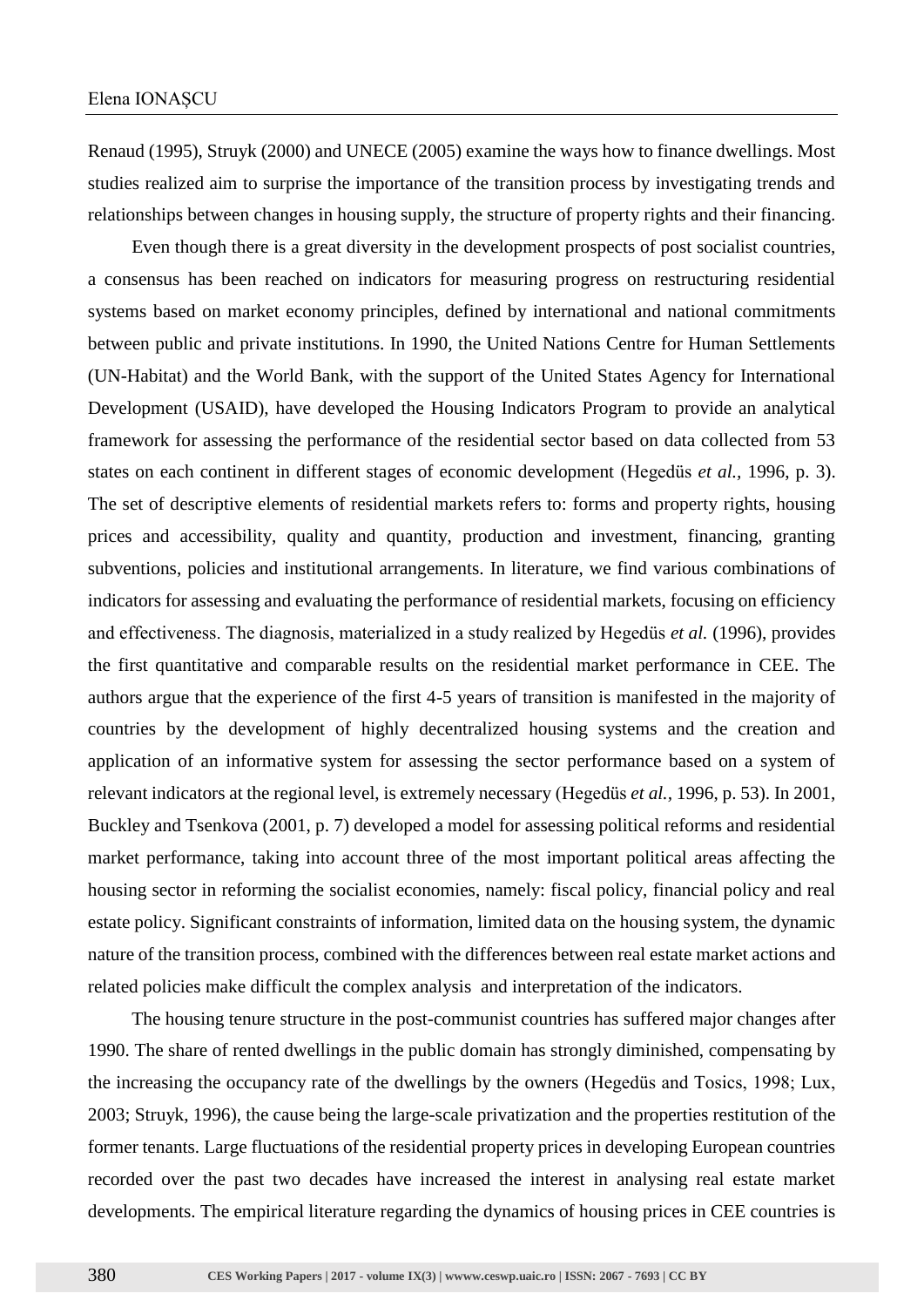Renaud (1995), Struyk (2000) and UNECE (2005) examine the ways how to finance dwellings. Most studies realized aim to surprise the importance of the transition process by investigating trends and relationships between changes in housing supply, the structure of property rights and their financing.

Even though there is a great diversity in the development prospects of post socialist countries, a consensus has been reached on indicators for measuring progress on restructuring residential systems based on market economy principles, defined by international and national commitments between public and private institutions. In 1990, the United Nations Centre for Human Settlements (UN-Habitat) and the World Bank, with the support of the United States Agency for International Development (USAID), have developed the Housing Indicators Program to provide an analytical framework for assessing the performance of the residential sector based on data collected from 53 states on each continent in different stages of economic development (Hegedüs *et al.*, 1996, p. 3). The set of descriptive elements of residential markets refers to: forms and property rights, housing prices and accessibility, quality and quantity, production and investment, financing, granting subventions, policies and institutional arrangements. In literature, we find various combinations of indicators for assessing and evaluating the performance of residential markets, focusing on efficiency and effectiveness. The diagnosis, materialized in a study realized by Hegedüs *et al.* (1996), provides the first quantitative and comparable results on the residential market performance in CEE. The authors argue that the experience of the first 4-5 years of transition is manifested in the majority of countries by the development of highly decentralized housing systems and the creation and application of an informative system for assessing the sector performance based on a system of relevant indicators at the regional level, is extremely necessary (Hegedüs *et al.*, 1996, p. 53). In 2001, Buckley and Tsenkova (2001, p. 7) developed a model for assessing political reforms and residential market performance, taking into account three of the most important political areas affecting the housing sector in reforming the socialist economies, namely: fiscal policy, financial policy and real estate policy. Significant constraints of information, limited data on the housing system, the dynamic nature of the transition process, combined with the differences between real estate market actions and related policies make difficult the complex analysis and interpretation of the indicators.

The housing tenure structure in the post-communist countries has suffered major changes after 1990. The share of rented dwellings in the public domain has strongly diminished, compensating by the increasing the occupancy rate of the dwellings by the owners (Hegedüs and Tosics, 1998; Lux, 2003; Struyk, 1996), the cause being the large-scale privatization and the properties restitution of the former tenants. Large fluctuations of the residential property prices in developing European countries recorded over the past two decades have increased the interest in analysing real estate market developments. The empirical literature regarding the dynamics of housing prices in CEE countries is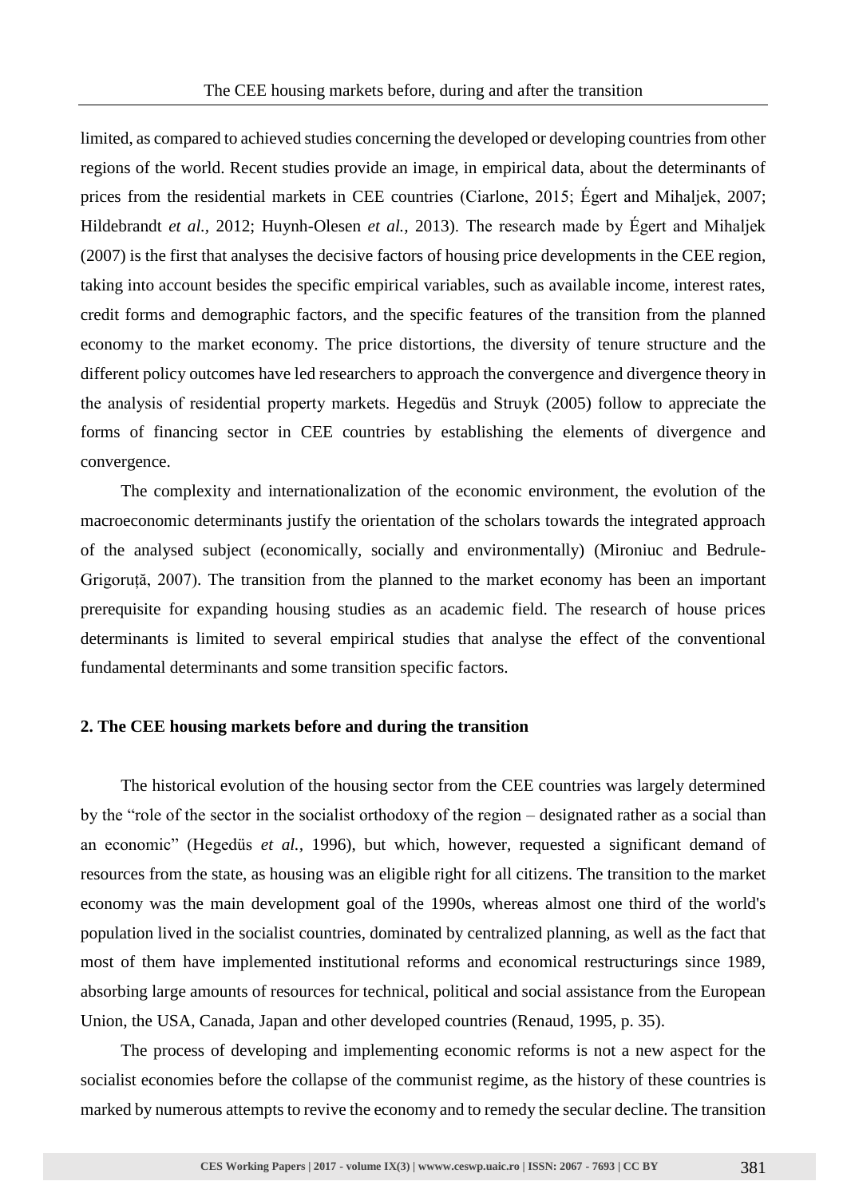limited, as compared to achieved studies concerning the developed or developing countries from other regions of the world. Recent studies provide an image, in empirical data, about the determinants of prices from the residential markets in CEE countries (Ciarlone, 2015; Égert and Mihaljek, 2007; Hildebrandt *et al.,* 2012; Huynh-Olesen *et al.,* 2013). The research made by Égert and Mihaljek (2007) is the first that analyses the decisive factors of housing price developments in the CEE region, taking into account besides the specific empirical variables, such as available income, interest rates, credit forms and demographic factors, and the specific features of the transition from the planned economy to the market economy. The price distortions, the diversity of tenure structure and the different policy outcomes have led researchers to approach the convergence and divergence theory in the analysis of residential property markets. Hegedüs and Struyk (2005) follow to appreciate the forms of financing sector in CEE countries by establishing the elements of divergence and convergence.

The complexity and internationalization of the economic environment, the evolution of the macroeconomic determinants justify the orientation of the scholars towards the integrated approach of the analysed subject (economically, socially and environmentally) (Mironiuc and Bedrule-Grigoruță, 2007). The transition from the planned to the market economy has been an important prerequisite for expanding housing studies as an academic field. The research of house prices determinants is limited to several empirical studies that analyse the effect of the conventional fundamental determinants and some transition specific factors.

## 2. The CEE housing markets before and during the transition

The historical evolution of the housing sector from the CEE countries was largely determined by the "role of the sector in the socialist orthodoxy of the region – designated rather as a social than an economic" (Hegedüs *et al.,* 1996), but which, however, requested a significant demand of resources from the state, as housing was an eligible right for all citizens. The transition to the market economy was the main development goal of the 1990s, whereas almost one third of the world's population lived in the socialist countries, dominated by centralized planning, as well as the fact that most of them have implemented institutional reforms and economical restructurings since 1989, absorbing large amounts of resources for technical, political and social assistance from the European Union, the USA, Canada, Japan and other developed countries (Renaud, 1995, p. 35).

The process of developing and implementing economic reforms is not a new aspect for the socialist economies before the collapse of the communist regime, as the history of these countries is marked by numerous attempts to revive the economy and to remedy the secular decline. The transition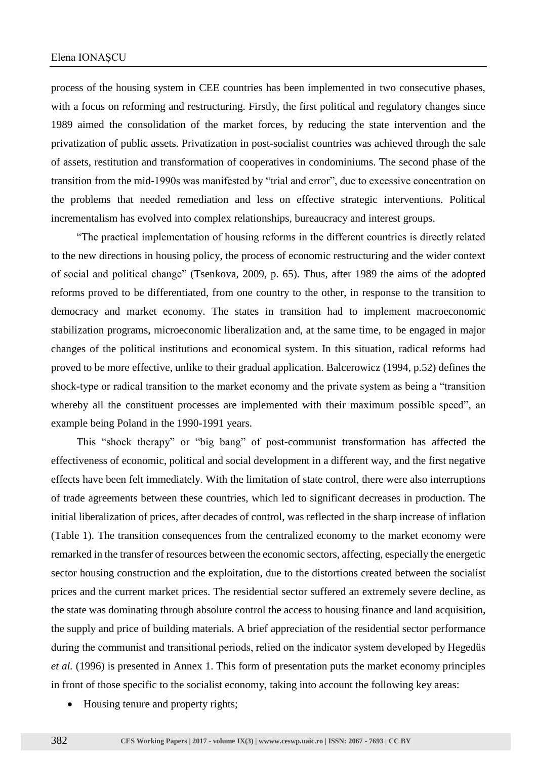process of the housing system in CEE countries has been implemented in two consecutive phases, with a focus on reforming and restructuring. Firstly, the first political and regulatory changes since 1989 aimed the consolidation of the market forces, by reducing the state intervention and the privatization of public assets. Privatization in post-socialist countries was achieved through the sale of assets, restitution and transformation of cooperatives in condominiums. The second phase of the transition from the mid-1990s was manifested by "trial and error", due to excessive concentration on the problems that needed remediation and less on effective strategic interventions. Political incrementalism has evolved into complex relationships, bureaucracy and interest groups.

"The practical implementation of housing reforms in the different countries is directly related to the new directions in housing policy, the process of economic restructuring and the wider context of social and political change" (Tsenkova, 2009, p. 65). Thus, after 1989 the aims of the adopted reforms proved to be differentiated, from one country to the other, in response to the transition to democracy and market economy. The states in transition had to implement macroeconomic stabilization programs, microeconomic liberalization and, at the same time, to be engaged in major changes of the political institutions and economical system. In this situation, radical reforms had proved to be more effective, unlike to their gradual application. Balcerowicz (1994, p.52) defines the shock-type or radical transition to the market economy and the private system as being a "transition whereby all the constituent processes are implemented with their maximum possible speed", an example being Poland in the 1990-1991 years.

This "shock therapy" or "big bang" of post-communist transformation has affected the effectiveness of economic, political and social development in a different way, and the first negative effects have been felt immediately. With the limitation of state control, there were also interruptions of trade agreements between these countries, which led to significant decreases in production. The initial liberalization of prices, after decades of control, was reflected in the sharp increase of inflation (Table 1). The transition consequences from the centralized economy to the market economy were remarked in the transfer of resources between the economic sectors, affecting, especially the energetic sector housing construction and the exploitation, due to the distortions created between the socialist prices and the current market prices. The residential sector suffered an extremely severe decline, as the state was dominating through absolute control the access to housing finance and land acquisition, the supply and price of building materials. A brief appreciation of the residential sector performance during the communist and transitional periods, relied on the indicator system developed by Hegedüs *et al.* (1996) is presented in Annex 1. This form of presentation puts the market economy principles in front of those specific to the socialist economy, taking into account the following key areas:

- Housing tenure and property rights;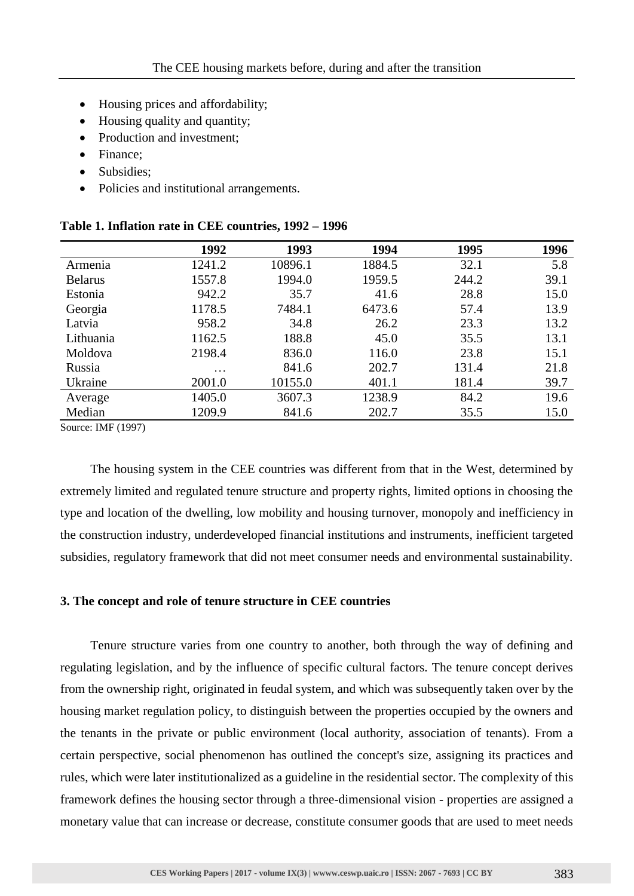- Housing prices and affordability;
- Housing quality and quantity;
- Production and investment;
- Finance;
- Subsidies;
- Policies and institutional arrangements.

**Table 1. Inflation rate in CEE countries, 1992 – 1996**

| | 1992 | 1993 | 1994 | 1995 | 1996 |
|---|---|---|---|---|---|
| Armenia | 1241.2 | 10896.1 | 1884.5 | 32.1 | 5.8 |
| Belarus | 1557.8 | 1994.0 | 1959.5 | 244.2 | 39.1 |
| Estonia | 942.2 | 35.7 | 41.6 | 28.8 | 15.0 |
| Georgia | 1178.5 | 7484.1 | 6473.6 | 57.4 | 13.9 |
| Latvia | 958.2 | 34.8 | 26.2 | 23.3 | 13.2 |
| Lithuania | 1162.5 | 188.8 | 45.0 | 35.5 | 13.1 |
| Moldova | 2198.4 | 836.0 | 116.0 | 23.8 | 15.1 |
| Russia | … | 841.6 | 202.7 | 131.4 | 21.8 |
| Ukraine | 2001.0 | 10155.0 | 401.1 | 181.4 | 39.7 |
| Average | 1405.0 | 3607.3 | 1238.9 | 84.2 | 19.6 |
| Median | 1209.9 | 841.6 | 202.7 | 35.5 | 15.0 |

Source: IMF (1997)

The housing system in the CEE countries was different from that in the West, determined by extremely limited and regulated tenure structure and property rights, limited options in choosing the type and location of the dwelling, low mobility and housing turnover, monopoly and inefficiency in the construction industry, underdeveloped financial institutions and instruments, inefficient targeted subsidies, regulatory framework that did not meet consumer needs and environmental sustainability.

## 3. The concept and role of tenure structure in CEE countries

Tenure structure varies from one country to another, both through the way of defining and regulating legislation, and by the influence of specific cultural factors. The tenure concept derives from the ownership right, originated in feudal system, and which was subsequently taken over by the housing market regulation policy, to distinguish between the properties occupied by the owners and the tenants in the private or public environment (local authority, association of tenants). From a certain perspective, social phenomenon has outlined the concept's size, assigning its practices and rules, which were later institutionalized as a guideline in the residential sector. The complexity of this framework defines the housing sector through a three-dimensional vision - properties are assigned a monetary value that can increase or decrease, constitute consumer goods that are used to meet needs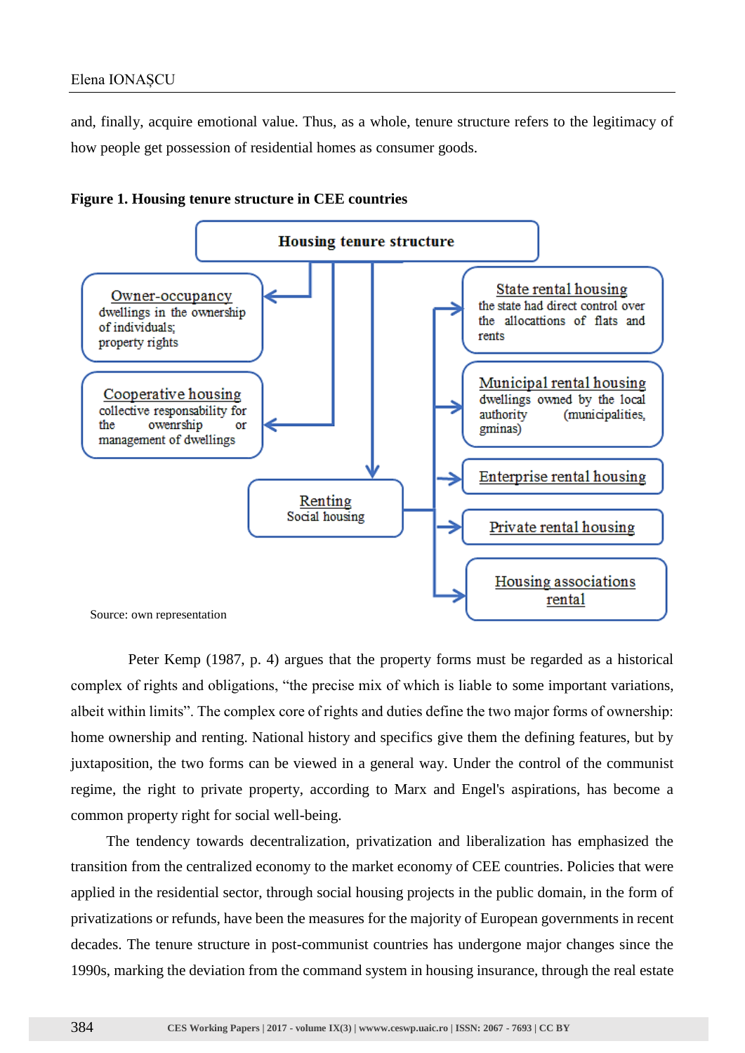and, finally, acquire emotional value. Thus, as a whole, tenure structure refers to the legitimacy of how people get possession of residential homes as consumer goods.

**Figure 1. Housing tenure structure in CEE countries**

**Housing tenure structure**

- Owner-occupancy: dwellings in the ownership of individuals; property rights
- Cooperative housing: collective responsability for the ownership or management of dwellings
- Renting: Social housing
  - State rental housing: the state had direct control over the allocations of flats and rents
  - Municipal rental housing: dwellings owned by the local authority (municipalities, gminas)
  - Enterprise rental housing
  - Private rental housing
  - Housing associations rental

Source: own representation

Peter Kemp (1987, p. 4) argues that the property forms must be regarded as a historical complex of rights and obligations, "the precise mix of which is liable to some important variations, albeit within limits". The complex core of rights and duties define the two major forms of ownership: home ownership and renting. National history and specifics give them the defining features, but by juxtaposition, the two forms can be viewed in a general way. Under the control of the communist regime, the right to private property, according to Marx and Engel's aspirations, has become a common property right for social well-being.

The tendency towards decentralization, privatization and liberalization has emphasized the transition from the centralized economy to the market economy of CEE countries. Policies that were applied in the residential sector, through social housing projects in the public domain, in the form of privatizations or refunds, have been the measures for the majority of European governments in recent decades. The tenure structure in post-communist countries has undergone major changes since the 1990s, marking the deviation from the command system in housing insurance, through the real estate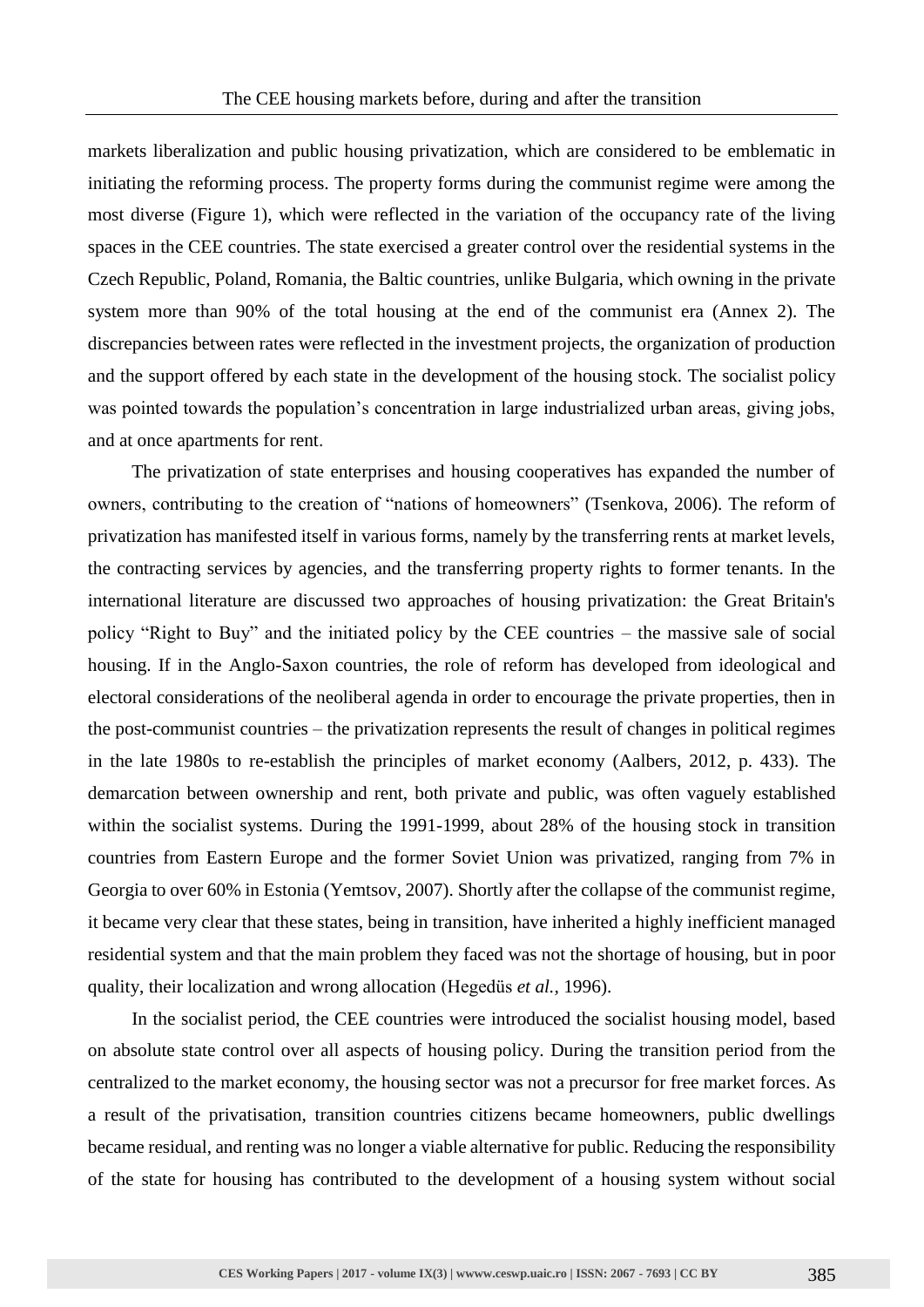markets liberalization and public housing privatization, which are considered to be emblematic in initiating the reforming process. The property forms during the communist regime were among the most diverse (Figure 1), which were reflected in the variation of the occupancy rate of the living spaces in the CEE countries. The state exercised a greater control over the residential systems in the Czech Republic, Poland, Romania, the Baltic countries, unlike Bulgaria, which owning in the private system more than 90% of the total housing at the end of the communist era (Annex 2). The discrepancies between rates were reflected in the investment projects, the organization of production and the support offered by each state in the development of the housing stock. The socialist policy was pointed towards the population's concentration in large industrialized urban areas, giving jobs, and at once apartments for rent.

The privatization of state enterprises and housing cooperatives has expanded the number of owners, contributing to the creation of "nations of homeowners" (Tsenkova, 2006). The reform of privatization has manifested itself in various forms, namely by the transferring rents at market levels, the contracting services by agencies, and the transferring property rights to former tenants. In the international literature are discussed two approaches of housing privatization: the Great Britain's policy "Right to Buy" and the initiated policy by the CEE countries – the massive sale of social housing. If in the Anglo-Saxon countries, the role of reform has developed from ideological and electoral considerations of the neoliberal agenda in order to encourage the private properties, then in the post-communist countries – the privatization represents the result of changes in political regimes in the late 1980s to re-establish the principles of market economy (Aalbers, 2012, p. 433). The demarcation between ownership and rent, both private and public, was often vaguely established within the socialist systems. During the 1991-1999, about 28% of the housing stock in transition countries from Eastern Europe and the former Soviet Union was privatized, ranging from 7% in Georgia to over 60% in Estonia (Yemtsov, 2007). Shortly after the collapse of the communist regime, it became very clear that these states, being in transition, have inherited a highly inefficient managed residential system and that the main problem they faced was not the shortage of housing, but in poor quality, their localization and wrong allocation (Hegedüs *et al.*, 1996).

In the socialist period, the CEE countries were introduced the socialist housing model, based on absolute state control over all aspects of housing policy. During the transition period from the centralized to the market economy, the housing sector was not a precursor for free market forces. As a result of the privatisation, transition countries citizens became homeowners, public dwellings became residual, and renting was no longer a viable alternative for public. Reducing the responsibility of the state for housing has contributed to the development of a housing system without social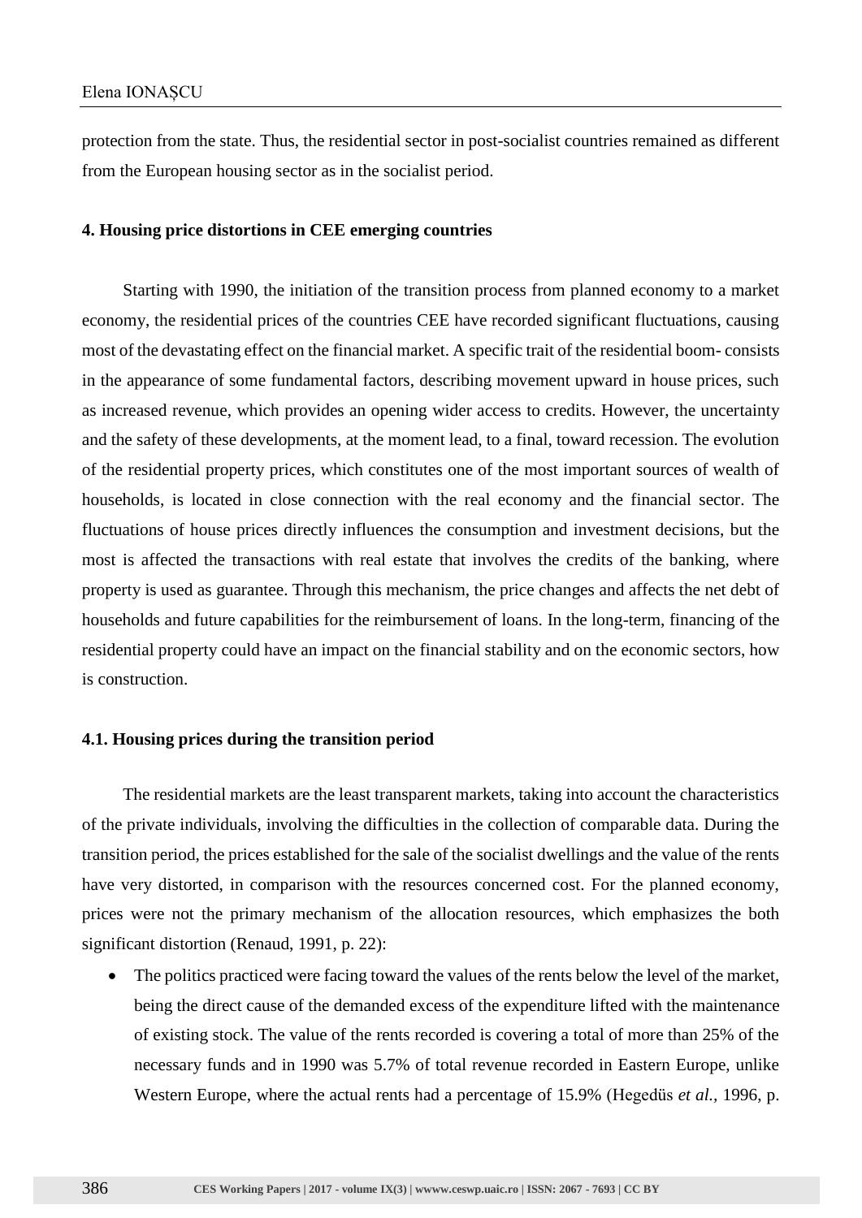protection from the state. Thus, the residential sector in post-socialist countries remained as different from the European housing sector as in the socialist period.

## 4. Housing price distortions in CEE emerging countries

Starting with 1990, the initiation of the transition process from planned economy to a market economy, the residential prices of the countries CEE have recorded significant fluctuations, causing most of the devastating effect on the financial market. A specific trait of the residential boom- consists in the appearance of some fundamental factors, describing movement upward in house prices, such as increased revenue, which provides an opening wider access to credits. However, the uncertainty and the safety of these developments, at the moment lead, to a final, toward recession. The evolution of the residential property prices, which constitutes one of the most important sources of wealth of households, is located in close connection with the real economy and the financial sector. The fluctuations of house prices directly influences the consumption and investment decisions, but the most is affected the transactions with real estate that involves the credits of the banking, where property is used as guarantee. Through this mechanism, the price changes and affects the net debt of households and future capabilities for the reimbursement of loans. In the long-term, financing of the residential property could have an impact on the financial stability and on the economic sectors, how is construction.

### 4.1. Housing prices during the transition period

The residential markets are the least transparent markets, taking into account the characteristics of the private individuals, involving the difficulties in the collection of comparable data. During the transition period, the prices established for the sale of the socialist dwellings and the value of the rents have very distorted, in comparison with the resources concerned cost. For the planned economy, prices were not the primary mechanism of the allocation resources, which emphasizes the both significant distortion (Renaud, 1991, p. 22):

- The politics practiced were facing toward the values of the rents below the level of the market, being the direct cause of the demanded excess of the expenditure lifted with the maintenance of existing stock. The value of the rents recorded is covering a total of more than 25% of the necessary funds and in 1990 was 5.7% of total revenue recorded in Eastern Europe, unlike Western Europe, where the actual rents had a percentage of 15.9% (Hegedüs *et al.*, 1996, p.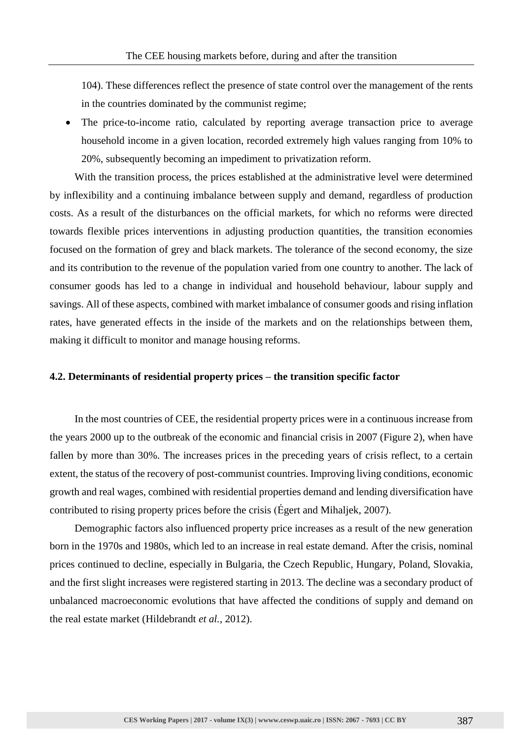104). These differences reflect the presence of state control over the management of the rents in the countries dominated by the communist regime;

- The price-to-income ratio, calculated by reporting average transaction price to average household income in a given location, recorded extremely high values ranging from 10% to 20%, subsequently becoming an impediment to privatization reform.

With the transition process, the prices established at the administrative level were determined by inflexibility and a continuing imbalance between supply and demand, regardless of production costs. As a result of the disturbances on the official markets, for which no reforms were directed towards flexible prices interventions in adjusting production quantities, the transition economies focused on the formation of grey and black markets. The tolerance of the second economy, the size and its contribution to the revenue of the population varied from one country to another. The lack of consumer goods has led to a change in individual and household behaviour, labour supply and savings. All of these aspects, combined with market imbalance of consumer goods and rising inflation rates, have generated effects in the inside of the markets and on the relationships between them, making it difficult to monitor and manage housing reforms.

### 4.2. Determinants of residential property prices – the transition specific factor

In the most countries of CEE, the residential property prices were in a continuous increase from the years 2000 up to the outbreak of the economic and financial crisis in 2007 (Figure 2), when have fallen by more than 30%. The increases prices in the preceding years of crisis reflect, to a certain extent, the status of the recovery of post-communist countries. Improving living conditions, economic growth and real wages, combined with residential properties demand and lending diversification have contributed to rising property prices before the crisis (Égert and Mihaljek, 2007).

Demographic factors also influenced property price increases as a result of the new generation born in the 1970s and 1980s, which led to an increase in real estate demand. After the crisis, nominal prices continued to decline, especially in Bulgaria, the Czech Republic, Hungary, Poland, Slovakia, and the first slight increases were registered starting in 2013. The decline was a secondary product of unbalanced macroeconomic evolutions that have affected the conditions of supply and demand on the real estate market (Hildebrandt *et al.*, 2012).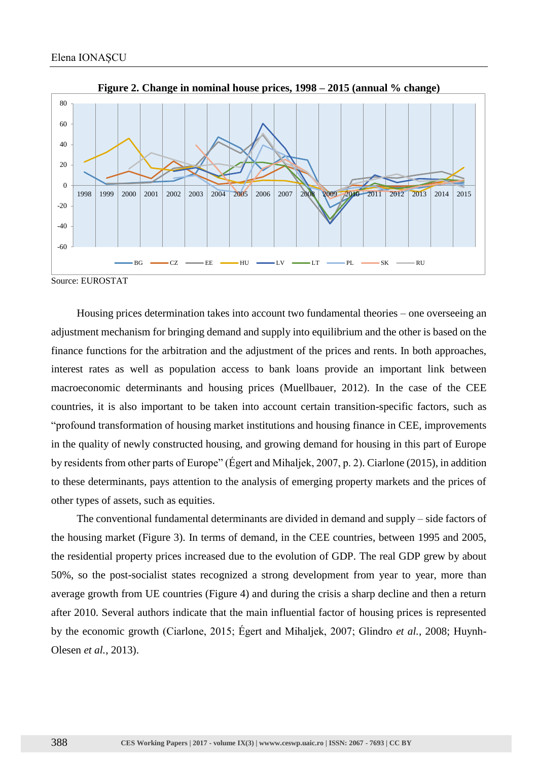**Figure 2. Change in nominal house prices, 1998 – 2015 (annual % change)**

Source: EUROSTAT

Housing prices determination takes into account two fundamental theories – one overseeing an adjustment mechanism for bringing demand and supply into equilibrium and the other is based on the finance functions for the arbitration and the adjustment of the prices and rents. In both approaches, interest rates as well as population access to bank loans provide an important link between macroeconomic determinants and housing prices (Muellbauer, 2012). In the case of the CEE countries, it is also important to be taken into account certain transition-specific factors, such as "profound transformation of housing market institutions and housing finance in CEE, improvements in the quality of newly constructed housing, and growing demand for housing in this part of Europe by residents from other parts of Europe" (Égert and Mihaljek, 2007, p. 2). Ciarlone (2015), in addition to these determinants, pays attention to the analysis of emerging property markets and the prices of other types of assets, such as equities.

The conventional fundamental determinants are divided in demand and supply – side factors of the housing market (Figure 3). In terms of demand, in the CEE countries, between 1995 and 2005, the residential property prices increased due to the evolution of GDP. The real GDP grew by about 50%, so the post-socialist states recognized a strong development from year to year, more than average growth from UE countries (Figure 4) and during the crisis a sharp decline and then a return after 2010. Several authors indicate that the main influential factor of housing prices is represented by the economic growth (Ciarlone, 2015; Égert and Mihaljek, 2007; Glindro *et al.*, 2008; Huynh-Olesen *et al.*, 2013).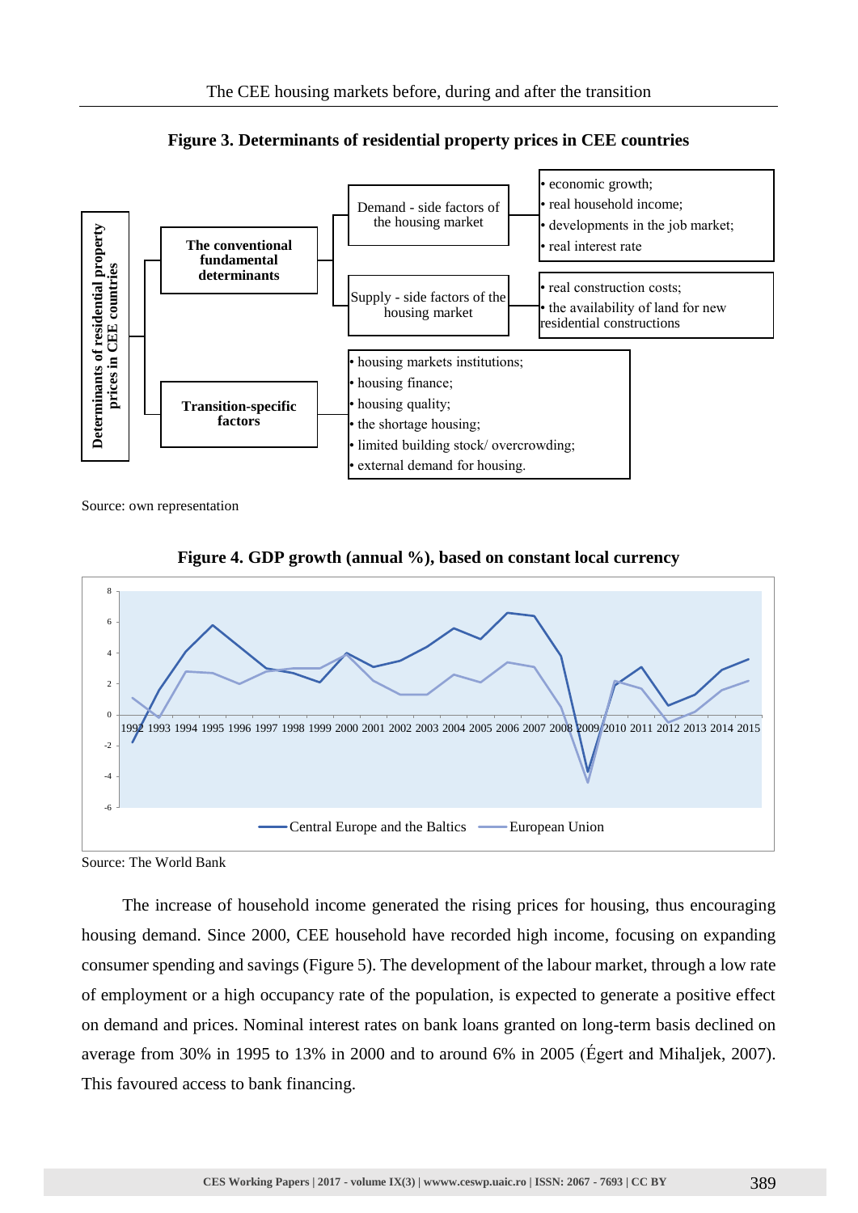**Figure 3. Determinants of residential property prices in CEE countries**

Determinants of residential property prices in CEE countries

- The conventional fundamental determinants
  - Demand - side factors of the housing market
    - economic growth;
    - real household income;
    - developments in the job market;
    - real interest rate
  - Supply - side factors of the housing market
    - real construction costs;
    - the availability of land for new residential constructions
- Transition-specific factors
  - housing markets institutions;
  - housing finance;
  - housing quality;
  - the shortage housing;
  - limited building stock/ overcrowding;
  - external demand for housing.

Source: own representation

**Figure 4. GDP growth (annual %), based on constant local currency**

Source: The World Bank

The increase of household income generated the rising prices for housing, thus encouraging housing demand. Since 2000, CEE household have recorded high income, focusing on expanding consumer spending and savings (Figure 5). The development of the labour market, through a low rate of employment or a high occupancy rate of the population, is expected to generate a positive effect on demand and prices. Nominal interest rates on bank loans granted on long-term basis declined on average from 30% in 1995 to 13% in 2000 and to around 6% in 2005 (Égert and Mihaljek, 2007). This favoured access to bank financing.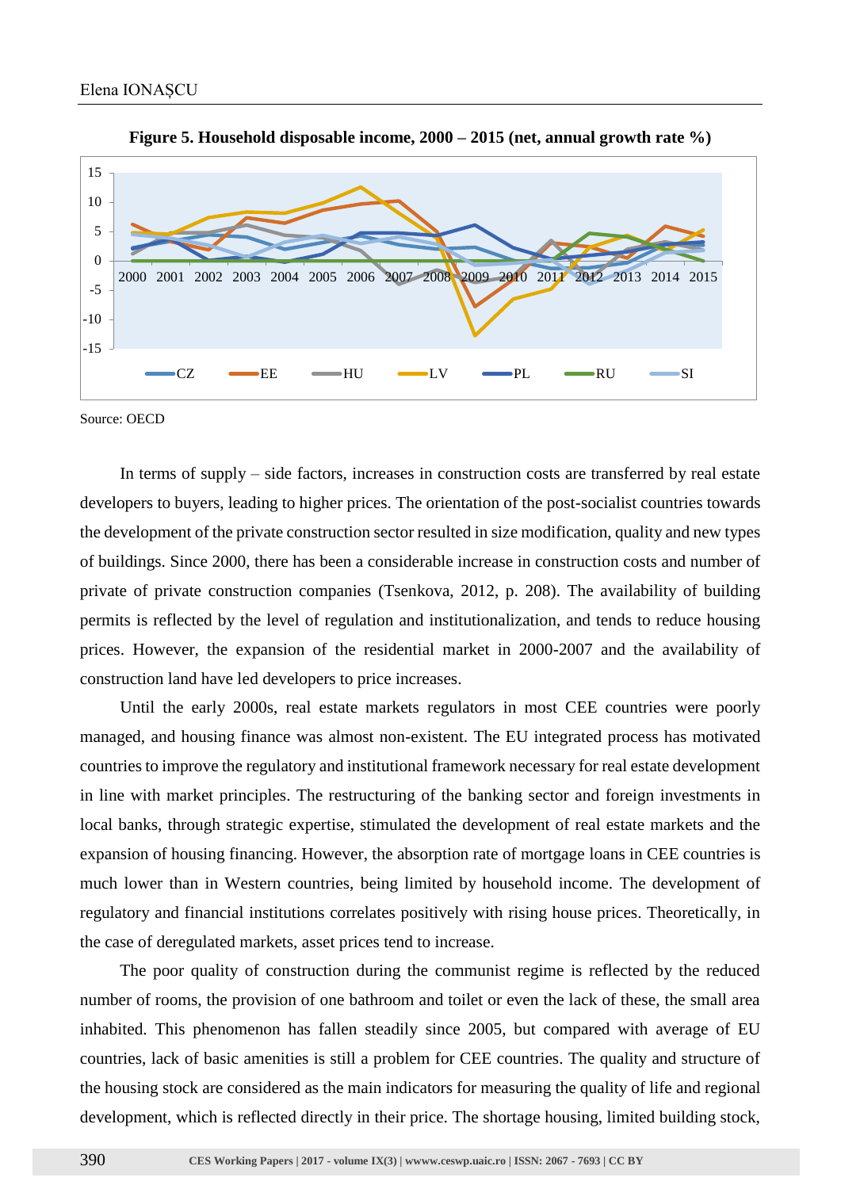**Figure 5. Household disposable income, 2000 – 2015 (net, annual growth rate %)**

Source: OECD

In terms of supply – side factors, increases in construction costs are transferred by real estate developers to buyers, leading to higher prices. The orientation of the post-socialist countries towards the development of the private construction sector resulted in size modification, quality and new types of buildings. Since 2000, there has been a considerable increase in construction costs and number of private of private construction companies (Tsenkova, 2012, p. 208). The availability of building permits is reflected by the level of regulation and institutionalization, and tends to reduce housing prices. However, the expansion of the residential market in 2000-2007 and the availability of construction land have led developers to price increases.

Until the early 2000s, real estate markets regulators in most CEE countries were poorly managed, and housing finance was almost non-existent. The EU integrated process has motivated countries to improve the regulatory and institutional framework necessary for real estate development in line with market principles. The restructuring of the banking sector and foreign investments in local banks, through strategic expertise, stimulated the development of real estate markets and the expansion of housing financing. However, the absorption rate of mortgage loans in CEE countries is much lower than in Western countries, being limited by household income. The development of regulatory and financial institutions correlates positively with rising house prices. Theoretically, in the case of deregulated markets, asset prices tend to increase.

The poor quality of construction during the communist regime is reflected by the reduced number of rooms, the provision of one bathroom and toilet or even the lack of these, the small area inhabited. This phenomenon has fallen steadily since 2005, but compared with average of EU countries, lack of basic amenities is still a problem for CEE countries. The quality and structure of the housing stock are considered as the main indicators for measuring the quality of life and regional development, which is reflected directly in their price. The shortage housing, limited building stock,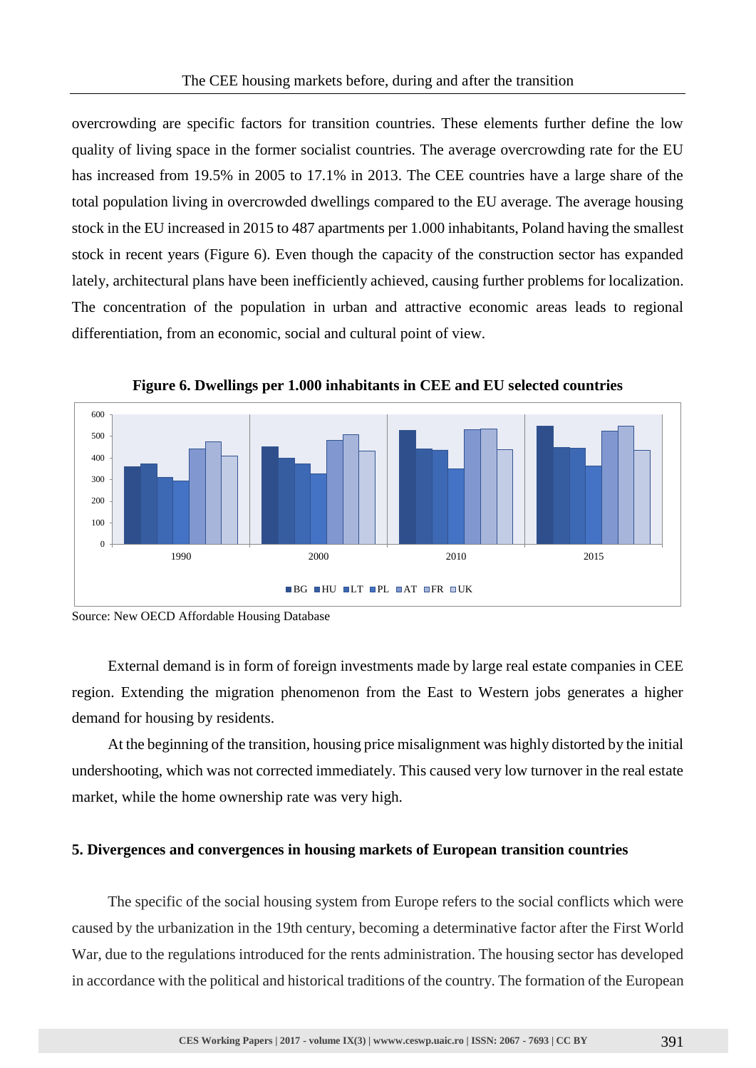overcrowding are specific factors for transition countries. These elements further define the low quality of living space in the former socialist countries. The average overcrowding rate for the EU has increased from 19.5% in 2005 to 17.1% in 2013. The CEE countries have a large share of the total population living in overcrowded dwellings compared to the EU average. The average housing stock in the EU increased in 2015 to 487 apartments per 1.000 inhabitants, Poland having the smallest stock in recent years (Figure 6). Even though the capacity of the construction sector has expanded lately, architectural plans have been inefficiently achieved, causing further problems for localization. The concentration of the population in urban and attractive economic areas leads to regional differentiation, from an economic, social and cultural point of view.

**Figure 6. Dwellings per 1.000 inhabitants in CEE and EU selected countries**

Source: New OECD Affordable Housing Database

External demand is in form of foreign investments made by large real estate companies in CEE region. Extending the migration phenomenon from the East to Western jobs generates a higher demand for housing by residents.

At the beginning of the transition, housing price misalignment was highly distorted by the initial undershooting, which was not corrected immediately. This caused very low turnover in the real estate market, while the home ownership rate was very high.

## 5. Divergences and convergences in housing markets of European transition countries

The specific of the social housing system from Europe refers to the social conflicts which were caused by the urbanization in the 19th century, becoming a determinative factor after the First World War, due to the regulations introduced for the rents administration. The housing sector has developed in accordance with the political and historical traditions of the country. The formation of the European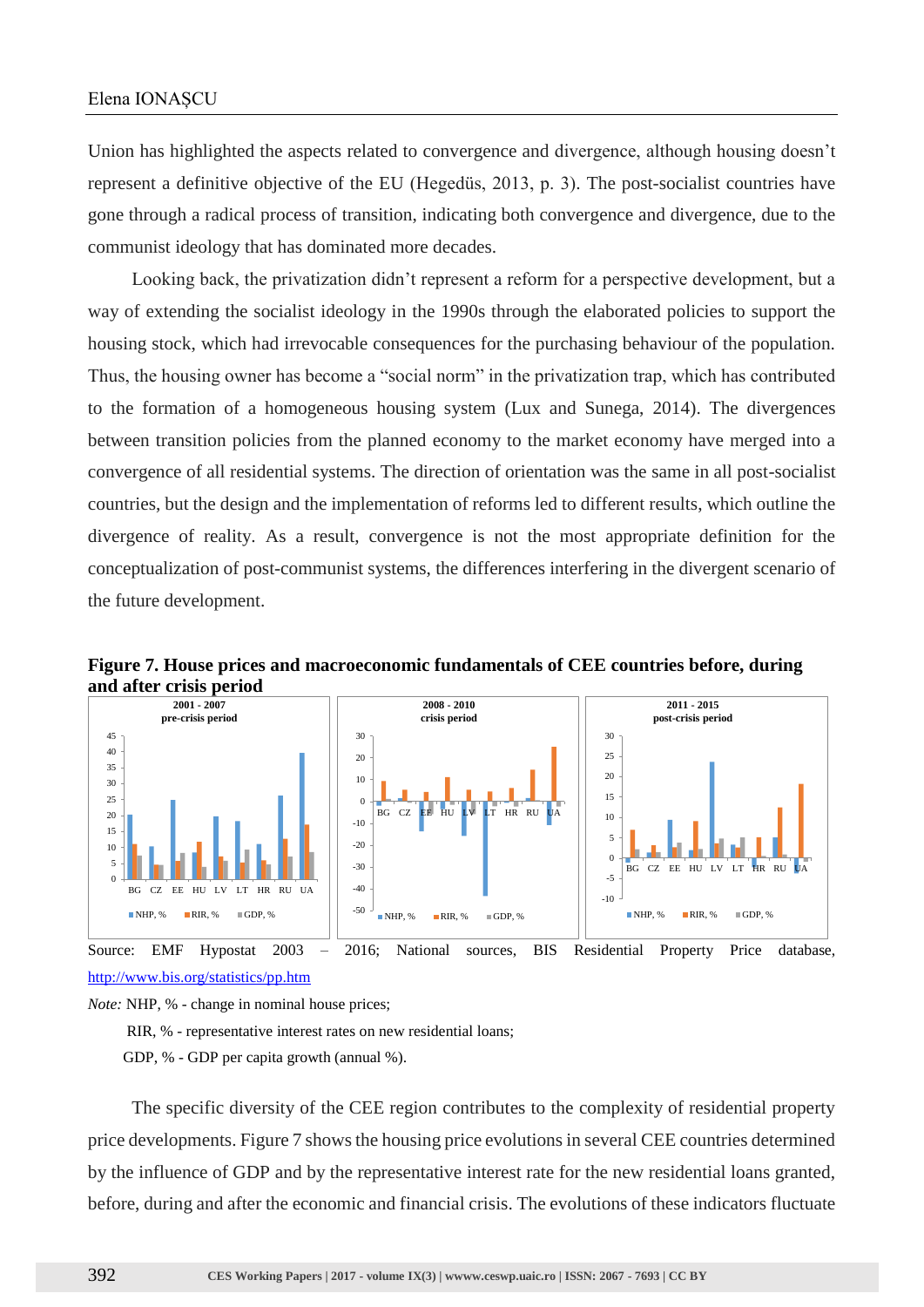Union has highlighted the aspects related to convergence and divergence, although housing doesn't represent a definitive objective of the EU (Hegedüs, 2013, p. 3). The post-socialist countries have gone through a radical process of transition, indicating both convergence and divergence, due to the communist ideology that has dominated more decades.

Looking back, the privatization didn't represent a reform for a perspective development, but a way of extending the socialist ideology in the 1990s through the elaborated policies to support the housing stock, which had irrevocable consequences for the purchasing behaviour of the population. Thus, the housing owner has become a "social norm" in the privatization trap, which has contributed to the formation of a homogeneous housing system (Lux and Sunega, 2014). The divergences between transition policies from the planned economy to the market economy have merged into a convergence of all residential systems. The direction of orientation was the same in all post-socialist countries, but the design and the implementation of reforms led to different results, which outline the divergence of reality. As a result, convergence is not the most appropriate definition for the conceptualization of post-communist systems, the differences interfering in the divergent scenario of the future development.

**Figure 7. House prices and macroeconomic fundamentals of CEE countries before, during and after crisis period**

Source: EMF Hypostat 2003 – 2016; National sources, BIS Residential Property Price database, http://www.bis.org/statistics/pp.htm

*Note:* NHP, % - change in nominal house prices;

RIR, % - representative interest rates on new residential loans;

GDP, % - GDP per capita growth (annual %).

The specific diversity of the CEE region contributes to the complexity of residential property price developments. Figure 7 shows the housing price evolutions in several CEE countries determined by the influence of GDP and by the representative interest rate for the new residential loans granted, before, during and after the economic and financial crisis. The evolutions of these indicators fluctuate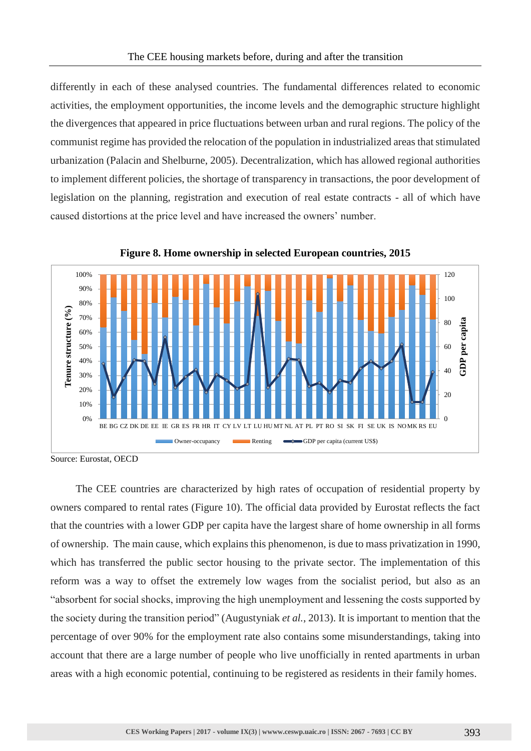differently in each of these analysed countries. The fundamental differences related to economic activities, the employment opportunities, the income levels and the demographic structure highlight the divergences that appeared in price fluctuations between urban and rural regions. The policy of the communist regime has provided the relocation of the population in industrialized areas that stimulated urbanization (Palacin and Shelburne, 2005). Decentralization, which has allowed regional authorities to implement different policies, the shortage of transparency in transactions, the poor development of legislation on the planning, registration and execution of real estate contracts - all of which have caused distortions at the price level and have increased the owners' number.

**Figure 8. Home ownership in selected European countries, 2015**

Source: Eurostat, OECD

The CEE countries are characterized by high rates of occupation of residential property by owners compared to rental rates (Figure 10). The official data provided by Eurostat reflects the fact that the countries with a lower GDP per capita have the largest share of home ownership in all forms of ownership. The main cause, which explains this phenomenon, is due to mass privatization in 1990, which has transferred the public sector housing to the private sector. The implementation of this reform was a way to offset the extremely low wages from the socialist period, but also as an "absorbent for social shocks, improving the high unemployment and lessening the costs supported by the society during the transition period" (Augustyniak *et al.*, 2013). It is important to mention that the percentage of over 90% for the employment rate also contains some misunderstandings, taking into account that there are a large number of people who live unofficially in rented apartments in urban areas with a high economic potential, continuing to be registered as residents in their family homes.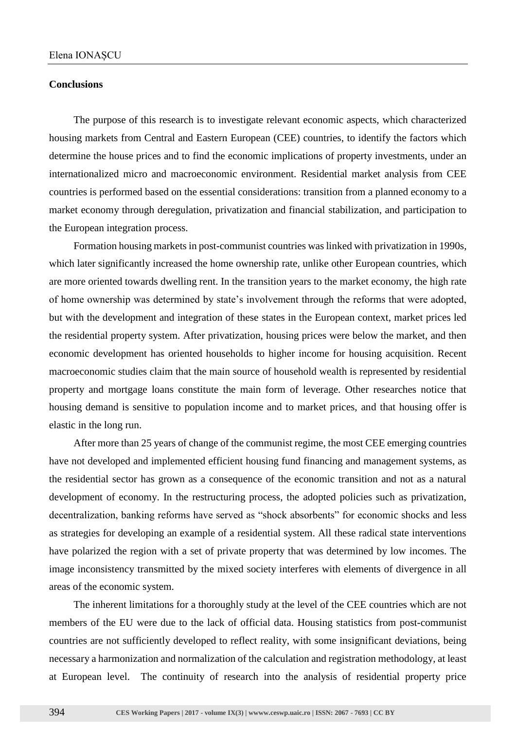**Conclusions**

The purpose of this research is to investigate relevant economic aspects, which characterized housing markets from Central and Eastern European (CEE) countries, to identify the factors which determine the house prices and to find the economic implications of property investments, under an internationalized micro and macroeconomic environment. Residential market analysis from CEE countries is performed based on the essential considerations: transition from a planned economy to a market economy through deregulation, privatization and financial stabilization, and participation to the European integration process.

Formation housing markets in post-communist countries was linked with privatization in 1990s, which later significantly increased the home ownership rate, unlike other European countries, which are more oriented towards dwelling rent. In the transition years to the market economy, the high rate of home ownership was determined by state's involvement through the reforms that were adopted, but with the development and integration of these states in the European context, market prices led the residential property system. After privatization, housing prices were below the market, and then economic development has oriented households to higher income for housing acquisition. Recent macroeconomic studies claim that the main source of household wealth is represented by residential property and mortgage loans constitute the main form of leverage. Other researches notice that housing demand is sensitive to population income and to market prices, and that housing offer is elastic in the long run.

After more than 25 years of change of the communist regime, the most CEE emerging countries have not developed and implemented efficient housing fund financing and management systems, as the residential sector has grown as a consequence of the economic transition and not as a natural development of economy. In the restructuring process, the adopted policies such as privatization, decentralization, banking reforms have served as "shock absorbents" for economic shocks and less as strategies for developing an example of a residential system. All these radical state interventions have polarized the region with a set of private property that was determined by low incomes. The image inconsistency transmitted by the mixed society interferes with elements of divergence in all areas of the economic system.

The inherent limitations for a thoroughly study at the level of the CEE countries which are not members of the EU were due to the lack of official data. Housing statistics from post-communist countries are not sufficiently developed to reflect reality, with some insignificant deviations, being necessary a harmonization and normalization of the calculation and registration methodology, at least at European level. The continuity of research into the analysis of residential property price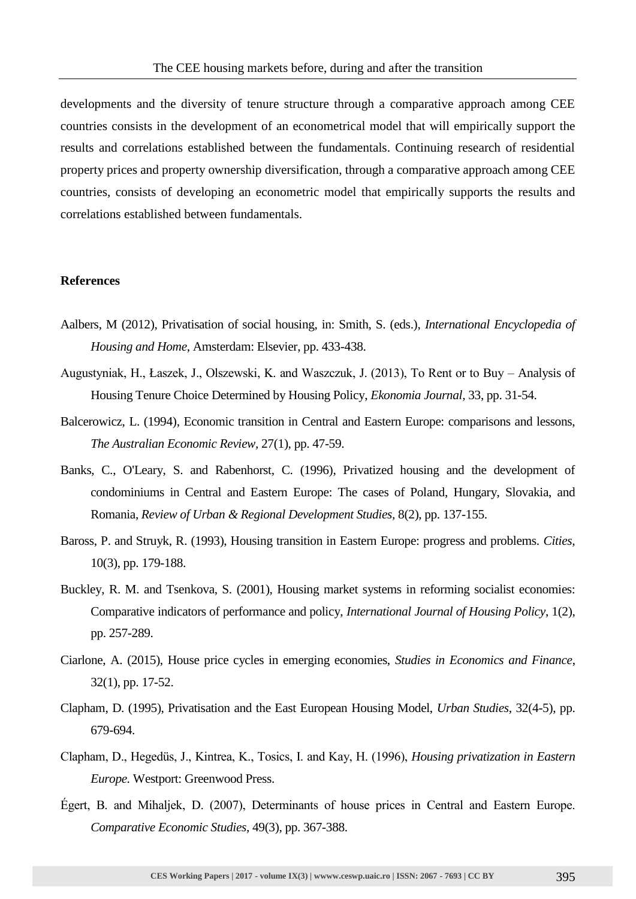developments and the diversity of tenure structure through a comparative approach among CEE countries consists in the development of an econometrical model that will empirically support the results and correlations established between the fundamentals. Continuing research of residential property prices and property ownership diversification, through a comparative approach among CEE countries, consists of developing an econometric model that empirically supports the results and correlations established between fundamentals.

**References**

Aalbers, M (2012), Privatisation of social housing, in: Smith, S. (eds.), *International Encyclopedia of Housing and Home*, Amsterdam: Elsevier, pp. 433-438.

Augustyniak, H., Łaszek, J., Olszewski, K. and Waszczuk, J. (2013), To Rent or to Buy – Analysis of Housing Tenure Choice Determined by Housing Policy, *Ekonomia Journal*, 33, pp. 31-54.

Balcerowicz, L. (1994), Economic transition in Central and Eastern Europe: comparisons and lessons, *The Australian Economic Review*, 27(1), pp. 47-59.

Banks, C., O'Leary, S. and Rabenhorst, C. (1996), Privatized housing and the development of condominiums in Central and Eastern Europe: The cases of Poland, Hungary, Slovakia, and Romania, *Review of Urban & Regional Development Studies*, 8(2), pp. 137-155.

Baross, P. and Struyk, R. (1993), Housing transition in Eastern Europe: progress and problems. *Cities*, 10(3), pp. 179-188.

Buckley, R. M. and Tsenkova, S. (2001), Housing market systems in reforming socialist economies: Comparative indicators of performance and policy, *International Journal of Housing Policy*, 1(2), pp. 257-289.

Ciarlone, A. (2015), House price cycles in emerging economies, *Studies in Economics and Finance*, 32(1), pp. 17-52.

Clapham, D. (1995), Privatisation and the East European Housing Model, *Urban Studies*, 32(4-5), pp. 679-694.

Clapham, D., Hegedüs, J., Kintrea, K., Tosics, I. and Kay, H. (1996), *Housing privatization in Eastern Europe.* Westport: Greenwood Press.

Égert, B. and Mihaljek, D. (2007), Determinants of house prices in Central and Eastern Europe. *Comparative Economic Studies*, 49(3), pp. 367-388.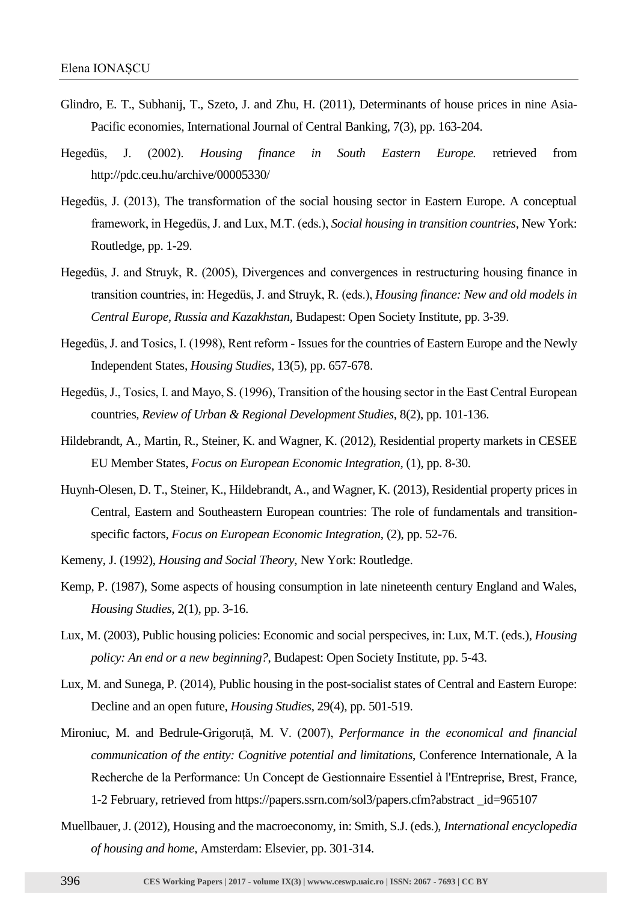Glindro, E. T., Subhanij, T., Szeto, J. and Zhu, H. (2011), Determinants of house prices in nine Asia-Pacific economies, International Journal of Central Banking, 7(3), pp. 163-204.

Hegedüs, J. (2002). *Housing finance in South Eastern Europe.* retrieved from http://pdc.ceu.hu/archive/00005330/

Hegedüs, J. (2013), The transformation of the social housing sector in Eastern Europe. A conceptual framework, in Hegedüs, J. and Lux, M.T. (eds.), *Social housing in transition countries*, New York: Routledge, pp. 1-29.

Hegedüs, J. and Struyk, R. (2005), Divergences and convergences in restructuring housing finance in transition countries, in: Hegedüs, J. and Struyk, R. (eds.), *Housing finance: New and old models in Central Europe, Russia and Kazakhstan*, Budapest: Open Society Institute, pp. 3-39.

Hegedüs, J. and Tosics, I. (1998), Rent reform - Issues for the countries of Eastern Europe and the Newly Independent States, *Housing Studies*, 13(5), pp. 657-678.

Hegedüs, J., Tosics, I. and Mayo, S. (1996), Transition of the housing sector in the East Central European countries, *Review of Urban & Regional Development Studies*, 8(2), pp. 101-136.

Hildebrandt, A., Martin, R., Steiner, K. and Wagner, K. (2012), Residential property markets in CESEE EU Member States, *Focus on European Economic Integration*, (1), pp. 8-30.

Huynh-Olesen, D. T., Steiner, K., Hildebrandt, A., and Wagner, K. (2013), Residential property prices in Central, Eastern and Southeastern European countries: The role of fundamentals and transition-specific factors, *Focus on European Economic Integration*, (2), pp. 52-76.

Kemeny, J. (1992), *Housing and Social Theory*, New York: Routledge.

Kemp, P. (1987), Some aspects of housing consumption in late nineteenth century England and Wales, *Housing Studies*, 2(1), pp. 3-16.

Lux, M. (2003), Public housing policies: Economic and social perspecives, in: Lux, M.T. (eds.), *Housing policy: An end or a new beginning?*, Budapest: Open Society Institute, pp. 5-43.

Lux, M. and Sunega, P. (2014), Public housing in the post-socialist states of Central and Eastern Europe: Decline and an open future, *Housing Studies*, 29(4), pp. 501-519.

Mironiuc, M. and Bedrule-Grigoruță, M. V. (2007), *Performance in the economical and financial communication of the entity: Cognitive potential and limitations*, Conference Internationale, A la Recherche de la Performance: Un Concept de Gestionnaire Essentiel à l'Entreprise, Brest, France, 1-2 February, retrieved from https://papers.ssrn.com/sol3/papers.cfm?abstract _id=965107

Muellbauer, J. (2012), Housing and the macroeconomy, in: Smith, S.J. (eds.), *International encyclopedia of housing and home*, Amsterdam: Elsevier, pp. 301-314.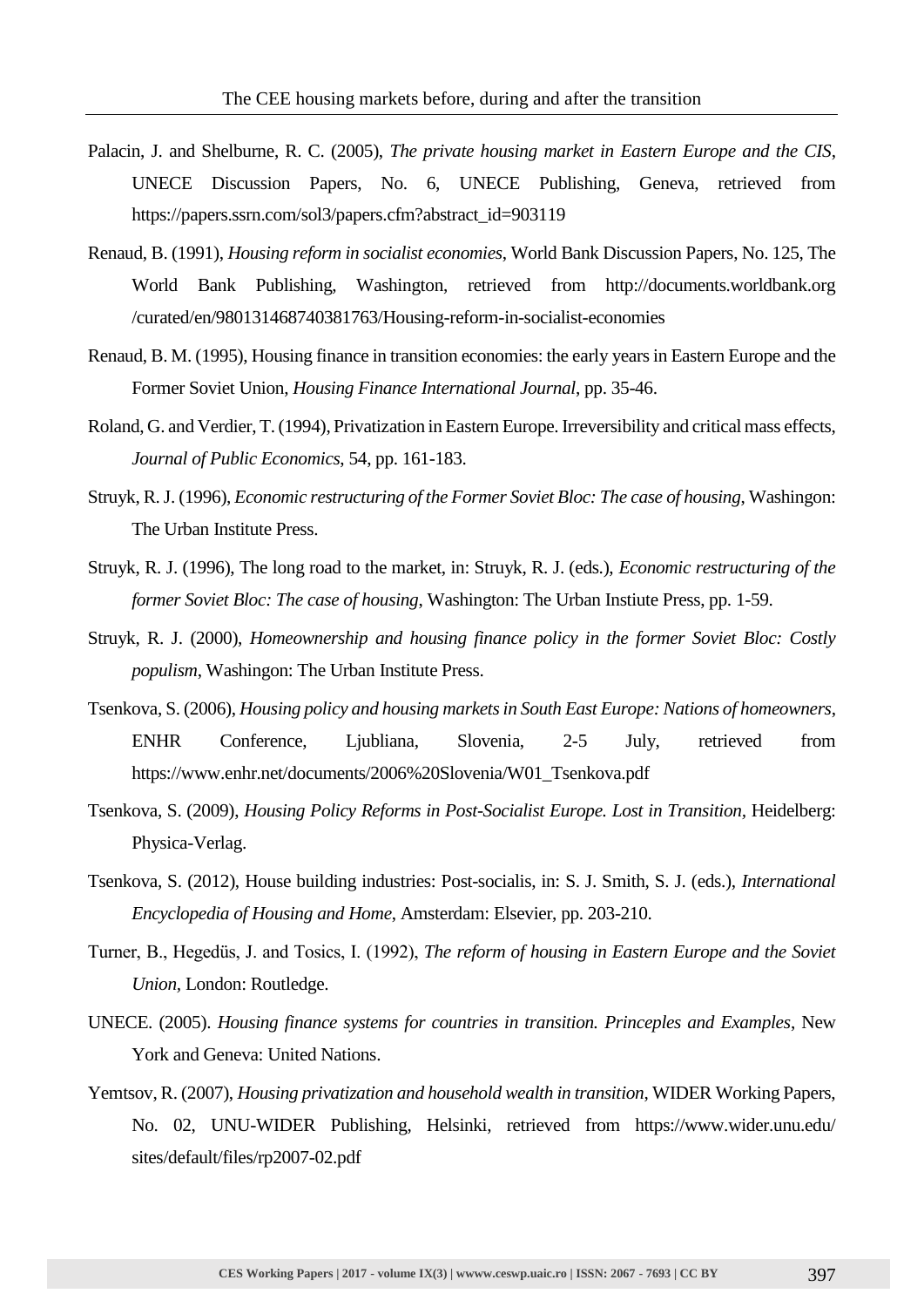Palacin, J. and Shelburne, R. C. (2005), *The private housing market in Eastern Europe and the CIS*, UNECE Discussion Papers, No. 6, UNECE Publishing, Geneva, retrieved from https://papers.ssrn.com/sol3/papers.cfm?abstract_id=903119

Renaud, B. (1991), *Housing reform in socialist economies*, World Bank Discussion Papers, No. 125, The World Bank Publishing, Washington, retrieved from http://documents.worldbank.org /curated/en/980131468740381763/Housing-reform-in-socialist-economies

Renaud, B. M. (1995), Housing finance in transition economies: the early years in Eastern Europe and the Former Soviet Union, *Housing Finance International Journal*, pp. 35-46.

Roland, G. and Verdier, T. (1994), Privatization in Eastern Europe. Irreversibility and critical mass effects, *Journal of Public Economics*, 54, pp. 161-183.

Struyk, R. J. (1996), *Economic restructuring of the Former Soviet Bloc: The case of housing*, Washingon: The Urban Institute Press.

Struyk, R. J. (1996), The long road to the market, in: Struyk, R. J. (eds.), *Economic restructuring of the former Soviet Bloc: The case of housing*, Washington: The Urban Instiute Press, pp. 1-59.

Struyk, R. J. (2000), *Homeownership and housing finance policy in the former Soviet Bloc: Costly populism*, Washingon: The Urban Institute Press.

Tsenkova, S. (2006), *Housing policy and housing markets in South East Europe: Nations of homeowners*, ENHR Conference, Ljubliana, Slovenia, 2-5 July, retrieved from https://www.enhr.net/documents/2006%20Slovenia/W01_Tsenkova.pdf

Tsenkova, S. (2009), *Housing Policy Reforms in Post-Socialist Europe. Lost in Transition*, Heidelberg: Physica-Verlag.

Tsenkova, S. (2012), House building industries: Post-socialis, in: S. J. Smith, S. J. (eds.), *International Encyclopedia of Housing and Home*, Amsterdam: Elsevier, pp. 203-210.

Turner, B., Hegedüs, J. and Tosics, I. (1992), *The reform of housing in Eastern Europe and the Soviet Union*, London: Routledge.

UNECE. (2005). *Housing finance systems for countries in transition. Princeples and Examples*, New York and Geneva: United Nations.

Yemtsov, R. (2007), *Housing privatization and household wealth in transition*, WIDER Working Papers, No. 02, UNU-WIDER Publishing, Helsinki, retrieved from https://www.wider.unu.edu/ sites/default/files/rp2007-02.pdf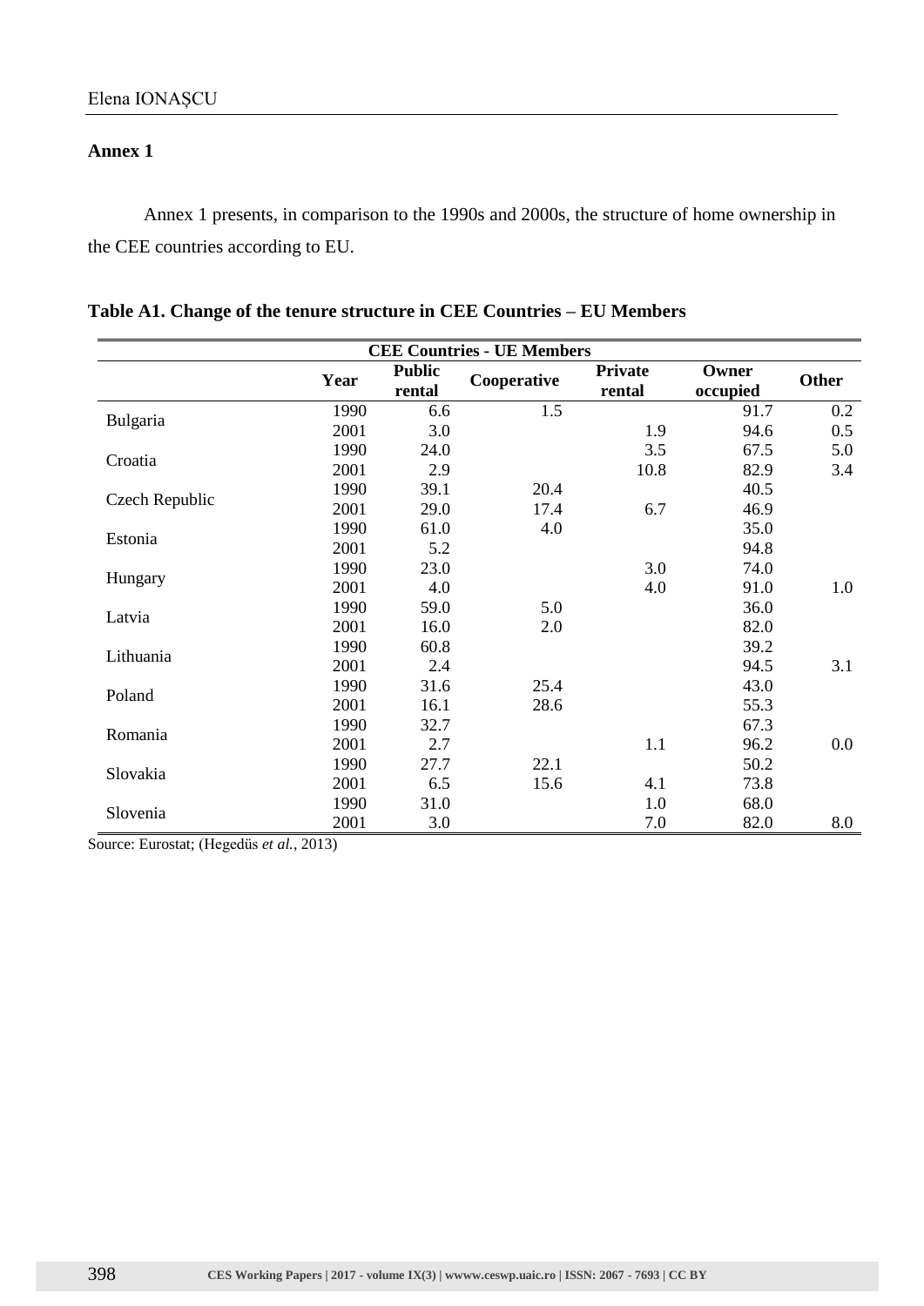**Annex 1**

Annex 1 presents, in comparison to the 1990s and 2000s, the structure of home ownership in the CEE countries according to EU.

**Table A1. Change of the tenure structure in CEE Countries – EU Members**

| CEE Countries - UE Members | | | | | | |
|---|---|---|---|---|---|---|
| | **Year** | **Public rental** | **Cooperative** | **Private rental** | **Owner occupied** | **Other** |
| Bulgaria | 1990 | 6.6 | 1.5 | | 91.7 | 0.2 |
| | 2001 | 3.0 | | 1.9 | 94.6 | 0.5 |
| Croatia | 1990 | 24.0 | | 3.5 | 67.5 | 5.0 |
| | 2001 | 2.9 | | 10.8 | 82.9 | 3.4 |
| Czech Republic | 1990 | 39.1 | 20.4 | | 40.5 | |
| | 2001 | 29.0 | 17.4 | 6.7 | 46.9 | |
| Estonia | 1990 | 61.0 | 4.0 | | 35.0 | |
| | 2001 | 5.2 | | | 94.8 | |
| Hungary | 1990 | 23.0 | | 3.0 | 74.0 | |
| | 2001 | 4.0 | | 4.0 | 91.0 | 1.0 |
| Latvia | 1990 | 59.0 | 5.0 | | 36.0 | |
| | 2001 | 16.0 | 2.0 | | 82.0 | |
| Lithuania | 1990 | 60.8 | | | 39.2 | |
| | 2001 | 2.4 | | | 94.5 | 3.1 |
| Poland | 1990 | 31.6 | 25.4 | | 43.0 | |
| | 2001 | 16.1 | 28.6 | | 55.3 | |
| Romania | 1990 | 32.7 | | | 67.3 | |
| | 2001 | 2.7 | | 1.1 | 96.2 | 0.0 |
| Slovakia | 1990 | 27.7 | 22.1 | | 50.2 | |
| | 2001 | 6.5 | 15.6 | 4.1 | 73.8 | |
| Slovenia | 1990 | 31.0 | | 1.0 | 68.0 | |
| | 2001 | 3.0 | | 7.0 | 82.0 | 8.0 |

Source: Eurostat; (Hegedüs *et al.*, 2013)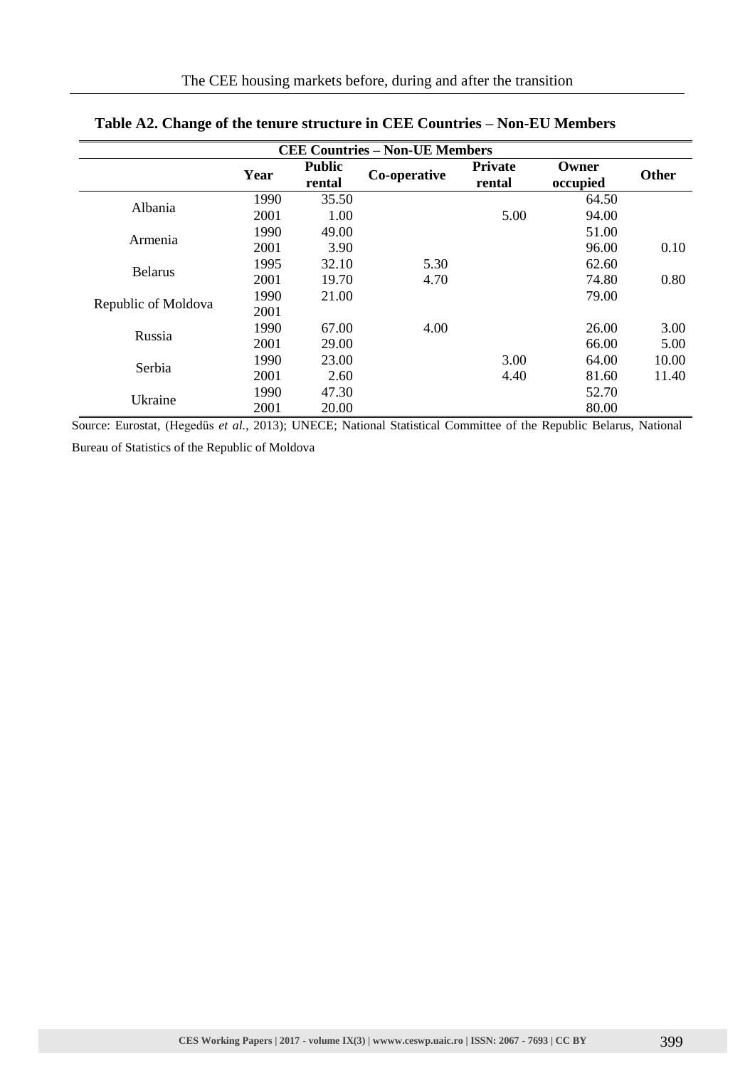**Table A2. Change of the tenure structure in CEE Countries – Non-EU Members**

| CEE Countries – Non-UE Members | | | | | | |
|---|---|---|---|---|---|---|
| | **Year** | **Public rental** | **Co-operative** | **Private rental** | **Owner occupied** | **Other** |
| Albania | 1990 | 35.50 | | | 64.50 | |
| | 2001 | 1.00 | | 5.00 | 94.00 | |
| Armenia | 1990 | 49.00 | | | 51.00 | |
| | 2001 | 3.90 | | | 96.00 | 0.10 |
| Belarus | 1995 | 32.10 | 5.30 | | 62.60 | |
| | 2001 | 19.70 | 4.70 | | 74.80 | 0.80 |
| Republic of Moldova | 1990 | 21.00 | | | 79.00 | |
| | 2001 | | | | | |
| Russia | 1990 | 67.00 | 4.00 | | 26.00 | 3.00 |
| | 2001 | 29.00 | | | 66.00 | 5.00 |
| Serbia | 1990 | 23.00 | | 3.00 | 64.00 | 10.00 |
| | 2001 | 2.60 | | 4.40 | 81.60 | 11.40 |
| Ukraine | 1990 | 47.30 | | | 52.70 | |
| | 2001 | 20.00 | | | 80.00 | |

Source: Eurostat, (Hegedüs *et al.*, 2013); UNECE; National Statistical Committee of the Republic Belarus, National Bureau of Statistics of the Republic of Moldova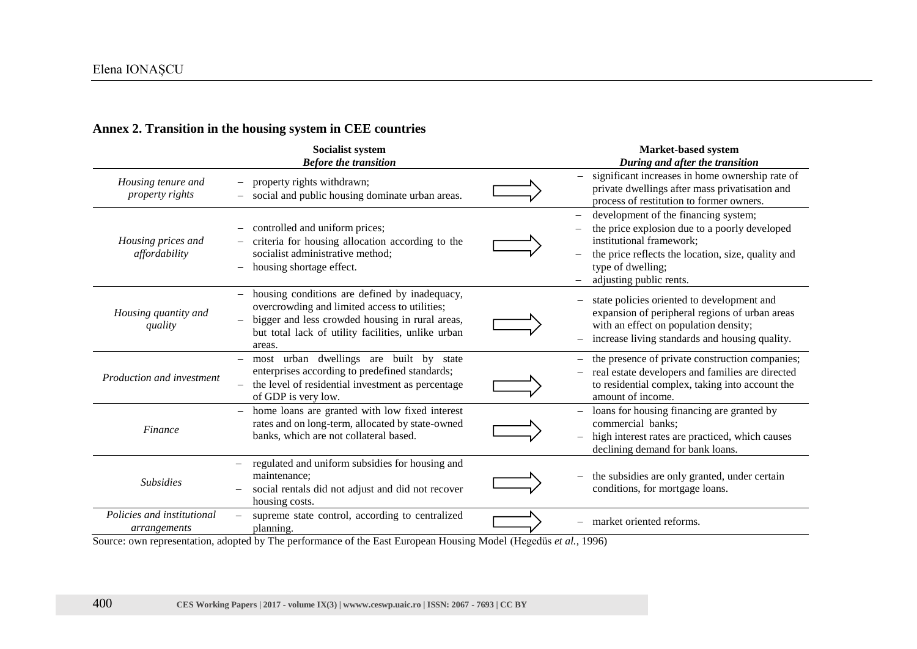## Annex 2. Transition in the housing system in CEE countries

| | **Socialist system** *Before the transition* | | **Market-based system** *During and after the transition* |
|---|---|---|---|
| *Housing tenure and property rights* | – property rights withdrawn;<br>– social and public housing dominate urban areas. | ⟹ | – significant increases in home ownership rate of private dwellings after mass privatisation and process of restitution to former owners. |
| *Housing prices and affordability* | – controlled and uniform prices;<br>– criteria for housing allocation according to the socialist administrative method;<br>– housing shortage effect. | ⟹ | – development of the financing system;<br>– the price explosion due to a poorly developed institutional framework;<br>– the price reflects the location, size, quality and type of dwelling;<br>– adjusting public rents. |
| *Housing quantity and quality* | – housing conditions are defined by inadequacy, overcrowding and limited access to utilities;<br>– bigger and less crowded housing in rural areas, but total lack of utility facilities, unlike urban areas. | ⟹ | – state policies oriented to development and expansion of peripheral regions of urban areas with an effect on population density;<br>– increase living standards and housing quality. |
| *Production and investment* | – most urban dwellings are built by state enterprises according to predefined standards;<br>– the level of residential investment as percentage of GDP is very low. | ⟹ | – the presence of private construction companies;<br>– real estate developers and families are directed to residential complex, taking into account the amount of income. |
| *Finance* | – home loans are granted with low fixed interest rates and on long-term, allocated by state-owned banks, which are not collateral based. | ⟹ | – loans for housing financing are granted by commercial banks;<br>– high interest rates are practiced, which causes declining demand for bank loans. |
| *Subsidies* | – regulated and uniform subsidies for housing and maintenance;<br>– social rentals did not adjust and did not recover housing costs. | ⟹ | – the subsidies are only granted, under certain conditions, for mortgage loans. |
| *Policies and institutional arrangements* | – supreme state control, according to centralized planning. | ⟹ | – market oriented reforms. |

Source: own representation, adopted by The performance of the East European Housing Model (Hegedüs *et al.*, 1996)